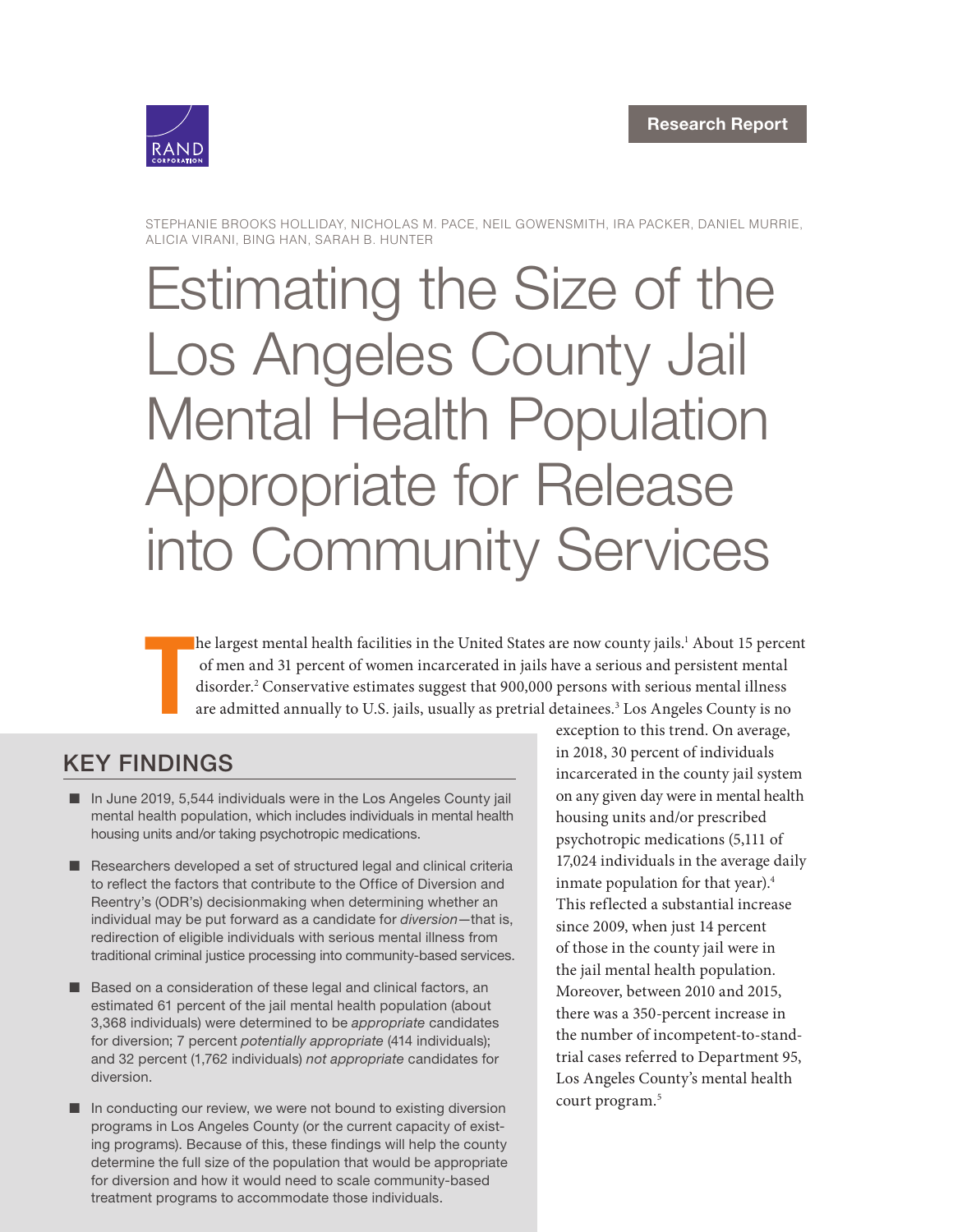Research Report

STEPHANIE BROOKS HOLLIDAY, NICHOLAS M. PACE, NEIL GOWENSMITH, IRA PACKER, DANIEL MURRIE, ALICIA VIRANI, BING HAN, SARAH B. HUNTER

# Estimating the Size of the Los Angeles County Jail Mental Health Population Appropriate for Release into Community Services

The largest mental health facilities in the United States are now county jails.[1] About 15 percent of men and 31 percent of women incarcerated in jails have a serious and persistent mental disorder.[2] Conservative estimates suggest that 900,000 persons with serious mental illness are admitted annually to U.S. jails, usually as pretrial detainees.[3] Los Angeles County is no exception to this trend. On average, in 2018, 30 percent of individuals incarcerated in the county jail system on any given day were in mental health housing units and/or prescribed psychotropic medications (5,111 of 17,024 individuals in the average daily inmate population for that year).[4] This reflected a substantial increase since 2009, when just 14 percent of those in the county jail were in the jail mental health population. Moreover, between 2010 and 2015, there was a 350-percent increase in the number of incompetent-to-stand-trial cases referred to Department 95, Los Angeles County's mental health court program.[5]

## KEY FINDINGS

- In June 2019, 5,544 individuals were in the Los Angeles County jail mental health population, which includes individuals in mental health housing units and/or taking psychotropic medications.
- Researchers developed a set of structured legal and clinical criteria to reflect the factors that contribute to the Office of Diversion and Reentry's (ODR's) decisionmaking when determining whether an individual may be put forward as a candidate for *diversion*—that is, redirection of eligible individuals with serious mental illness from traditional criminal justice processing into community-based services.
- Based on a consideration of these legal and clinical factors, an estimated 61 percent of the jail mental health population (about 3,368 individuals) were determined to be *appropriate* candidates for diversion; 7 percent *potentially appropriate* (414 individuals); and 32 percent (1,762 individuals) *not appropriate* candidates for diversion.
- In conducting our review, we were not bound to existing diversion programs in Los Angeles County (or the current capacity of existing programs). Because of this, these findings will help the county determine the full size of the population that would be appropriate for diversion and how it would need to scale community-based treatment programs to accommodate those individuals.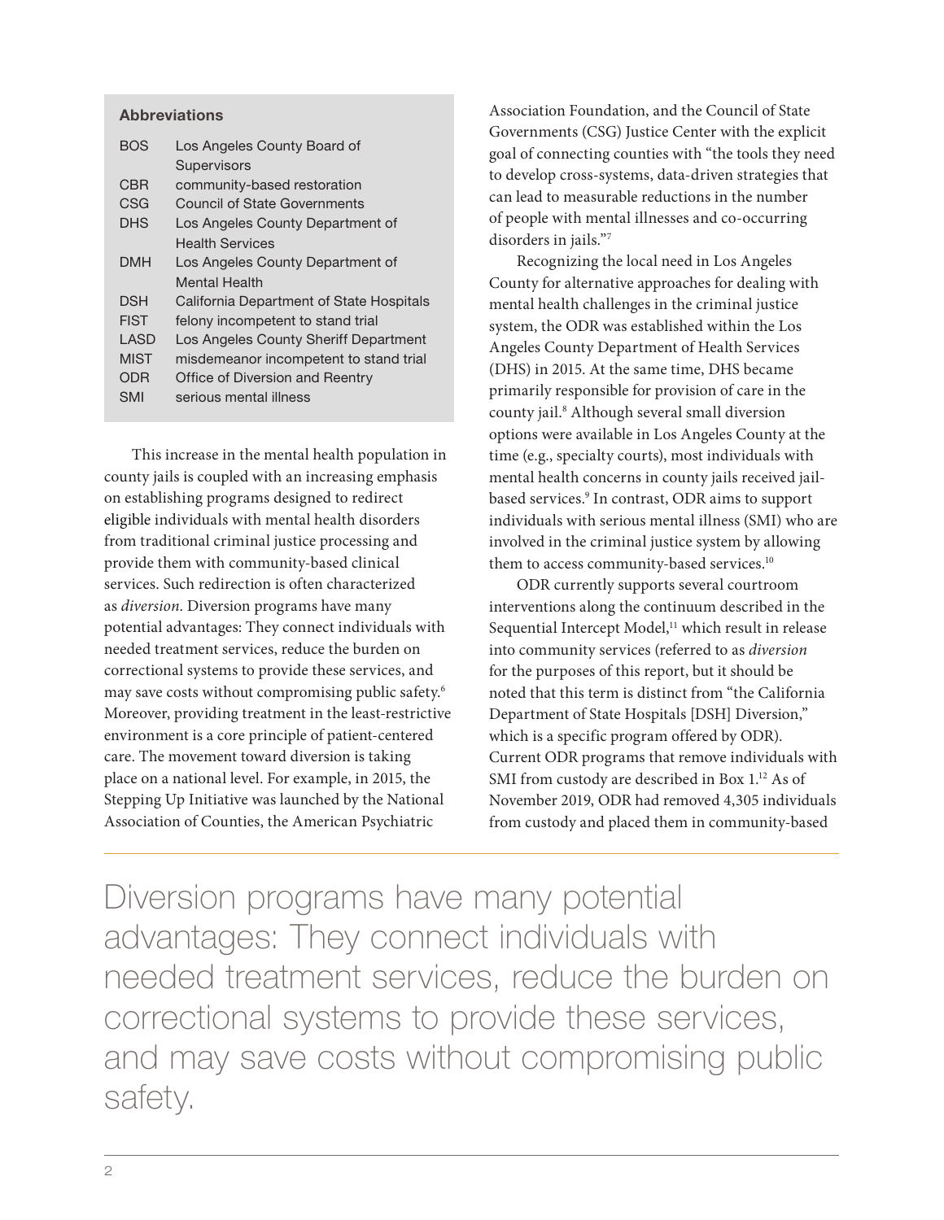**Abbreviations**

| | |
|---|---|
| BOS | Los Angeles County Board of Supervisors |
| CBR | community-based restoration |
| CSG | Council of State Governments |
| DHS | Los Angeles County Department of Health Services |
| DMH | Los Angeles County Department of Mental Health |
| DSH | California Department of State Hospitals |
| FIST | felony incompetent to stand trial |
| LASD | Los Angeles County Sheriff Department |
| MIST | misdemeanor incompetent to stand trial |
| ODR | Office of Diversion and Reentry |
| SMI | serious mental illness |

This increase in the mental health population in county jails is coupled with an increasing emphasis on establishing programs designed to redirect eligible individuals with mental health disorders from traditional criminal justice processing and provide them with community-based clinical services. Such redirection is often characterized as *diversion*. Diversion programs have many potential advantages: They connect individuals with needed treatment services, reduce the burden on correctional systems to provide these services, and may save costs without compromising public safety.[6] Moreover, providing treatment in the least-restrictive environment is a core principle of patient-centered care. The movement toward diversion is taking place on a national level. For example, in 2015, the Stepping Up Initiative was launched by the National Association of Counties, the American Psychiatric Association Foundation, and the Council of State Governments (CSG) Justice Center with the explicit goal of connecting counties with "the tools they need to develop cross-systems, data-driven strategies that can lead to measurable reductions in the number of people with mental illnesses and co-occurring disorders in jails."[7]

Recognizing the local need in Los Angeles County for alternative approaches for dealing with mental health challenges in the criminal justice system, the ODR was established within the Los Angeles County Department of Health Services (DHS) in 2015. At the same time, DHS became primarily responsible for provision of care in the county jail.[8] Although several small diversion options were available in Los Angeles County at the time (e.g., specialty courts), most individuals with mental health concerns in county jails received jail-based services.[9] In contrast, ODR aims to support individuals with serious mental illness (SMI) who are involved in the criminal justice system by allowing them to access community-based services.[10]

ODR currently supports several courtroom interventions along the continuum described in the Sequential Intercept Model,[11] which result in release into community services (referred to as *diversion* for the purposes of this report, but it should be noted that this term is distinct from "the California Department of State Hospitals [DSH] Diversion," which is a specific program offered by ODR). Current ODR programs that remove individuals with SMI from custody are described in Box 1.[12] As of November 2019, ODR had removed 4,305 individuals from custody and placed them in community-based

> Diversion programs have many potential advantages: They connect individuals with needed treatment services, reduce the burden on correctional systems to provide these services, and may save costs without compromising public safety.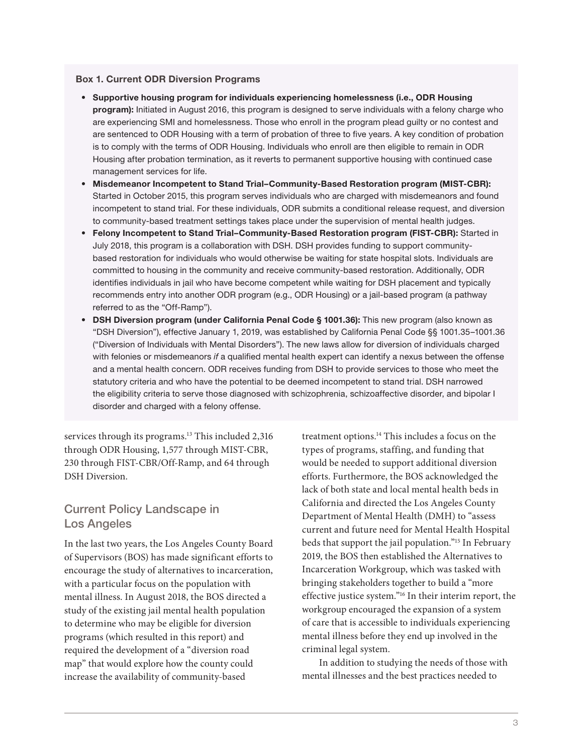**Box 1. Current ODR Diversion Programs**

- **Supportive housing program for individuals experiencing homelessness (i.e., ODR Housing program):** Initiated in August 2016, this program is designed to serve individuals with a felony charge who are experiencing SMI and homelessness. Those who enroll in the program plead guilty or no contest and are sentenced to ODR Housing with a term of probation of three to five years. A key condition of probation is to comply with the terms of ODR Housing. Individuals who enroll are then eligible to remain in ODR Housing after probation termination, as it reverts to permanent supportive housing with continued case management services for life.
- **Misdemeanor Incompetent to Stand Trial–Community-Based Restoration program (MIST-CBR):** Started in October 2015, this program serves individuals who are charged with misdemeanors and found incompetent to stand trial. For these individuals, ODR submits a conditional release request, and diversion to community-based treatment settings takes place under the supervision of mental health judges.
- **Felony Incompetent to Stand Trial–Community-Based Restoration program (FIST-CBR):** Started in July 2018, this program is a collaboration with DSH. DSH provides funding to support community-based restoration for individuals who would otherwise be waiting for state hospital slots. Individuals are committed to housing in the community and receive community-based restoration. Additionally, ODR identifies individuals in jail who have become competent while waiting for DSH placement and typically recommends entry into another ODR program (e.g., ODR Housing) or a jail-based program (a pathway referred to as the "Off-Ramp").
- **DSH Diversion program (under California Penal Code § 1001.36):** This new program (also known as "DSH Diversion"), effective January 1, 2019, was established by California Penal Code §§ 1001.35–1001.36 ("Diversion of Individuals with Mental Disorders"). The new laws allow for diversion of individuals charged with felonies or misdemeanors *if* a qualified mental health expert can identify a nexus between the offense and a mental health concern. ODR receives funding from DSH to provide services to those who meet the statutory criteria and who have the potential to be deemed incompetent to stand trial. DSH narrowed the eligibility criteria to serve those diagnosed with schizophrenia, schizoaffective disorder, and bipolar I disorder and charged with a felony offense.

services through its programs.[13] This included 2,316 through ODR Housing, 1,577 through MIST-CBR, 230 through FIST-CBR/Off-Ramp, and 64 through DSH Diversion.

## Current Policy Landscape in Los Angeles

In the last two years, the Los Angeles County Board of Supervisors (BOS) has made significant efforts to encourage the study of alternatives to incarceration, with a particular focus on the population with mental illness. In August 2018, the BOS directed a study of the existing jail mental health population to determine who may be eligible for diversion programs (which resulted in this report) and required the development of a "diversion road map" that would explore how the county could increase the availability of community-based treatment options.[14] This includes a focus on the types of programs, staffing, and funding that would be needed to support additional diversion efforts. Furthermore, the BOS acknowledged the lack of both state and local mental health beds in California and directed the Los Angeles County Department of Mental Health (DMH) to "assess current and future need for Mental Health Hospital beds that support the jail population."[15] In February 2019, the BOS then established the Alternatives to Incarceration Workgroup, which was tasked with bringing stakeholders together to build a "more effective justice system."[16] In their interim report, the workgroup encouraged the expansion of a system of care that is accessible to individuals experiencing mental illness before they end up involved in the criminal legal system.

In addition to studying the needs of those with mental illnesses and the best practices needed to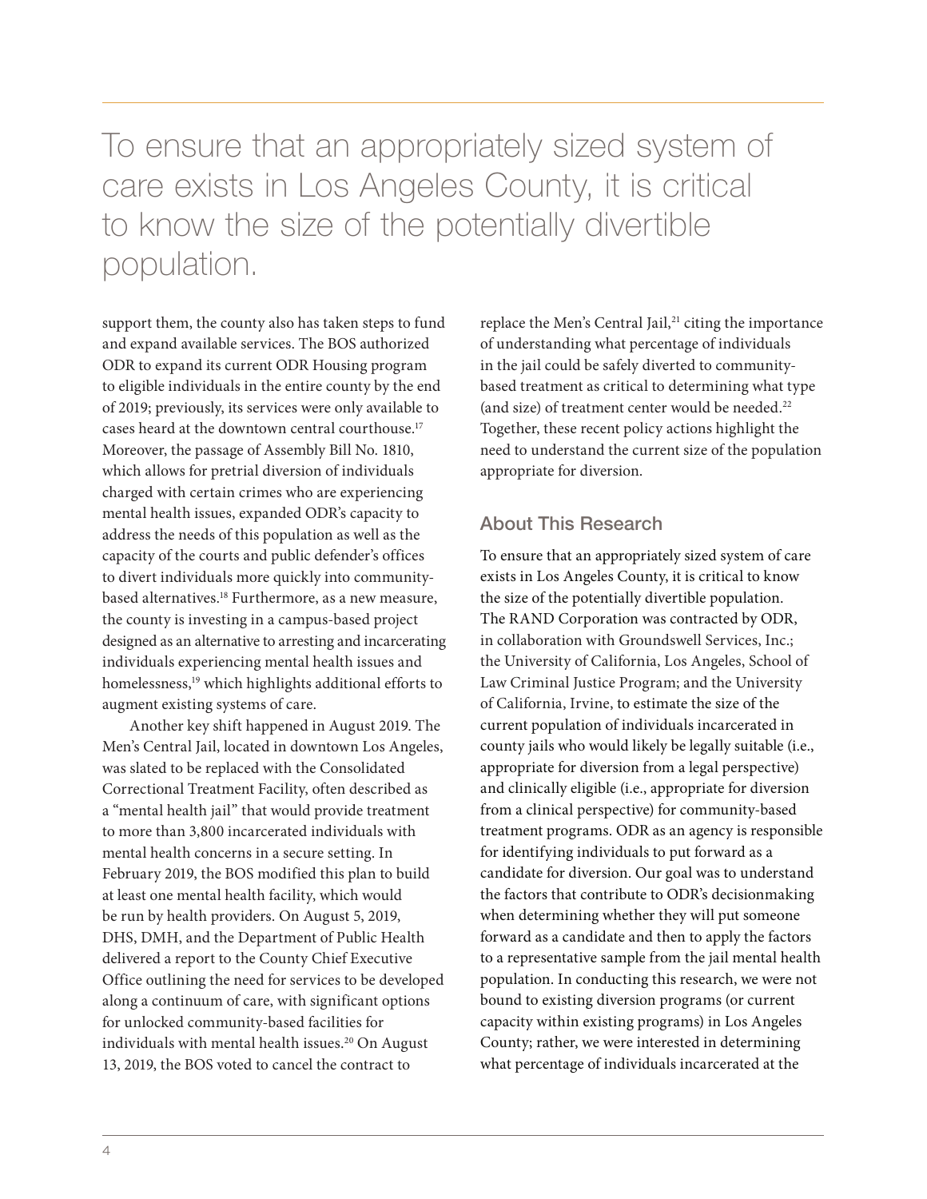> To ensure that an appropriately sized system of care exists in Los Angeles County, it is critical to know the size of the potentially divertible population.

support them, the county also has taken steps to fund and expand available services. The BOS authorized ODR to expand its current ODR Housing program to eligible individuals in the entire county by the end of 2019; previously, its services were only available to cases heard at the downtown central courthouse.[17] Moreover, the passage of Assembly Bill No. 1810, which allows for pretrial diversion of individuals charged with certain crimes who are experiencing mental health issues, expanded ODR's capacity to address the needs of this population as well as the capacity of the courts and public defender's offices to divert individuals more quickly into community-based alternatives.[18] Furthermore, as a new measure, the county is investing in a campus-based project designed as an alternative to arresting and incarcerating individuals experiencing mental health issues and homelessness,[19] which highlights additional efforts to augment existing systems of care.

Another key shift happened in August 2019. The Men's Central Jail, located in downtown Los Angeles, was slated to be replaced with the Consolidated Correctional Treatment Facility, often described as a "mental health jail" that would provide treatment to more than 3,800 incarcerated individuals with mental health concerns in a secure setting. In February 2019, the BOS modified this plan to build at least one mental health facility, which would be run by health providers. On August 5, 2019, DHS, DMH, and the Department of Public Health delivered a report to the County Chief Executive Office outlining the need for services to be developed along a continuum of care, with significant options for unlocked community-based facilities for individuals with mental health issues.[20] On August 13, 2019, the BOS voted to cancel the contract to replace the Men's Central Jail,[21] citing the importance of understanding what percentage of individuals in the jail could be safely diverted to community-based treatment as critical to determining what type (and size) of treatment center would be needed.[22] Together, these recent policy actions highlight the need to understand the current size of the population appropriate for diversion.

## About This Research

To ensure that an appropriately sized system of care exists in Los Angeles County, it is critical to know the size of the potentially divertible population. The RAND Corporation was contracted by ODR, in collaboration with Groundswell Services, Inc.; the University of California, Los Angeles, School of Law Criminal Justice Program; and the University of California, Irvine, to estimate the size of the current population of individuals incarcerated in county jails who would likely be legally suitable (i.e., appropriate for diversion from a legal perspective) and clinically eligible (i.e., appropriate for diversion from a clinical perspective) for community-based treatment programs. ODR as an agency is responsible for identifying individuals to put forward as a candidate for diversion. Our goal was to understand the factors that contribute to ODR's decisionmaking when determining whether they will put someone forward as a candidate and then to apply the factors to a representative sample from the jail mental health population. In conducting this research, we were not bound to existing diversion programs (or current capacity within existing programs) in Los Angeles County; rather, we were interested in determining what percentage of individuals incarcerated at the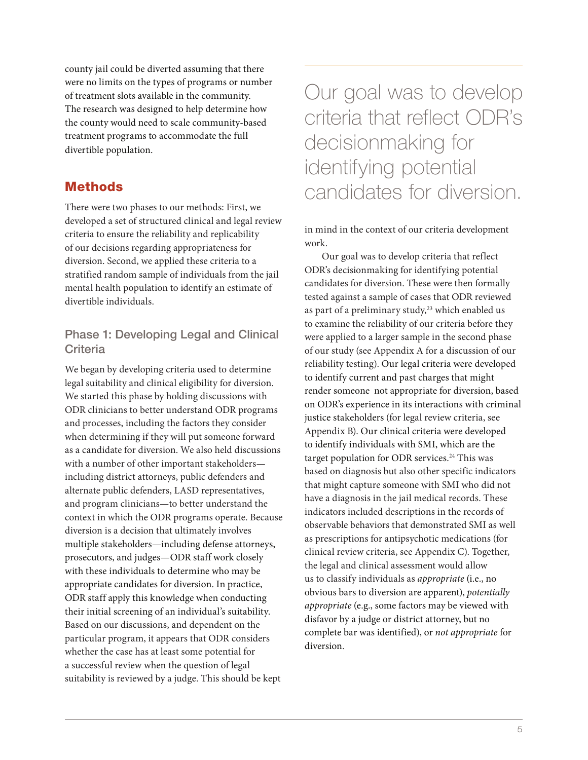county jail could be diverted assuming that there were no limits on the types of programs or number of treatment slots available in the community. The research was designed to help determine how the county would need to scale community-based treatment programs to accommodate the full divertible population.

## Methods

There were two phases to our methods: First, we developed a set of structured clinical and legal review criteria to ensure the reliability and replicability of our decisions regarding appropriateness for diversion. Second, we applied these criteria to a stratified random sample of individuals from the jail mental health population to identify an estimate of divertible individuals.

### Phase 1: Developing Legal and Clinical Criteria

We began by developing criteria used to determine legal suitability and clinical eligibility for diversion. We started this phase by holding discussions with ODR clinicians to better understand ODR programs and processes, including the factors they consider when determining if they will put someone forward as a candidate for diversion. We also held discussions with a number of other important stakeholders—including district attorneys, public defenders and alternate public defenders, LASD representatives, and program clinicians—to better understand the context in which the ODR programs operate. Because diversion is a decision that ultimately involves multiple stakeholders—including defense attorneys, prosecutors, and judges—ODR staff work closely with these individuals to determine who may be appropriate candidates for diversion. In practice, ODR staff apply this knowledge when conducting their initial screening of an individual's suitability. Based on our discussions, and dependent on the particular program, it appears that ODR considers whether the case has at least some potential for a successful review when the question of legal suitability is reviewed by a judge. This should be kept in mind in the context of our criteria development work.

> Our goal was to develop criteria that reflect ODR's decisionmaking for identifying potential candidates for diversion.

Our goal was to develop criteria that reflect ODR's decisionmaking for identifying potential candidates for diversion. These were then formally tested against a sample of cases that ODR reviewed as part of a preliminary study,[23] which enabled us to examine the reliability of our criteria before they were applied to a larger sample in the second phase of our study (see Appendix A for a discussion of our reliability testing). Our legal criteria were developed to identify current and past charges that might render someone not appropriate for diversion, based on ODR's experience in its interactions with criminal justice stakeholders (for legal review criteria, see Appendix B). Our clinical criteria were developed to identify individuals with SMI, which are the target population for ODR services.[24] This was based on diagnosis but also other specific indicators that might capture someone with SMI who did not have a diagnosis in the jail medical records. These indicators included descriptions in the records of observable behaviors that demonstrated SMI as well as prescriptions for antipsychotic medications (for clinical review criteria, see Appendix C). Together, the legal and clinical assessment would allow us to classify individuals as *appropriate* (i.e., no obvious bars to diversion are apparent), *potentially appropriate* (e.g., some factors may be viewed with disfavor by a judge or district attorney, but no complete bar was identified), or *not appropriate* for diversion.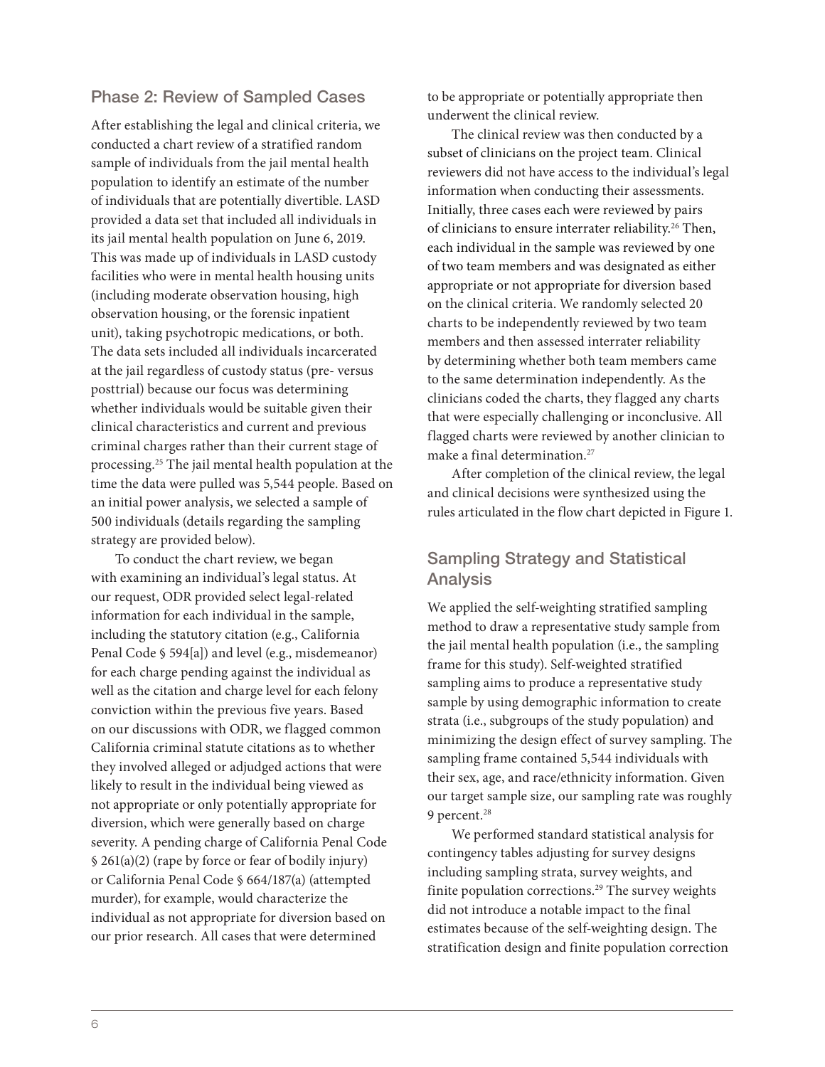## Phase 2: Review of Sampled Cases

After establishing the legal and clinical criteria, we conducted a chart review of a stratified random sample of individuals from the jail mental health population to identify an estimate of the number of individuals that are potentially divertible. LASD provided a data set that included all individuals in its jail mental health population on June 6, 2019. This was made up of individuals in LASD custody facilities who were in mental health housing units (including moderate observation housing, high observation housing, or the forensic inpatient unit), taking psychotropic medications, or both. The data sets included all individuals incarcerated at the jail regardless of custody status (pre- versus posttrial) because our focus was determining whether individuals would be suitable given their clinical characteristics and current and previous criminal charges rather than their current stage of processing.[25] The jail mental health population at the time the data were pulled was 5,544 people. Based on an initial power analysis, we selected a sample of 500 individuals (details regarding the sampling strategy are provided below).

To conduct the chart review, we began with examining an individual's legal status. At our request, ODR provided select legal-related information for each individual in the sample, including the statutory citation (e.g., California Penal Code § 594[a]) and level (e.g., misdemeanor) for each charge pending against the individual as well as the citation and charge level for each felony conviction within the previous five years. Based on our discussions with ODR, we flagged common California criminal statute citations as to whether they involved alleged or adjudged actions that were likely to result in the individual being viewed as not appropriate or only potentially appropriate for diversion, which were generally based on charge severity. A pending charge of California Penal Code § 261(a)(2) (rape by force or fear of bodily injury) or California Penal Code § 664/187(a) (attempted murder), for example, would characterize the individual as not appropriate for diversion based on our prior research. All cases that were determined to be appropriate or potentially appropriate then underwent the clinical review.

The clinical review was then conducted by a subset of clinicians on the project team. Clinical reviewers did not have access to the individual's legal information when conducting their assessments. Initially, three cases each were reviewed by pairs of clinicians to ensure interrater reliability.[26] Then, each individual in the sample was reviewed by one of two team members and was designated as either appropriate or not appropriate for diversion based on the clinical criteria. We randomly selected 20 charts to be independently reviewed by two team members and then assessed interrater reliability by determining whether both team members came to the same determination independently. As the clinicians coded the charts, they flagged any charts that were especially challenging or inconclusive. All flagged charts were reviewed by another clinician to make a final determination.[27]

After completion of the clinical review, the legal and clinical decisions were synthesized using the rules articulated in the flow chart depicted in Figure 1.

## Sampling Strategy and Statistical Analysis

We applied the self-weighting stratified sampling method to draw a representative study sample from the jail mental health population (i.e., the sampling frame for this study). Self-weighted stratified sampling aims to produce a representative study sample by using demographic information to create strata (i.e., subgroups of the study population) and minimizing the design effect of survey sampling. The sampling frame contained 5,544 individuals with their sex, age, and race/ethnicity information. Given our target sample size, our sampling rate was roughly 9 percent.[28]

We performed standard statistical analysis for contingency tables adjusting for survey designs including sampling strata, survey weights, and finite population corrections.[29] The survey weights did not introduce a notable impact to the final estimates because of the self-weighting design. The stratification design and finite population correction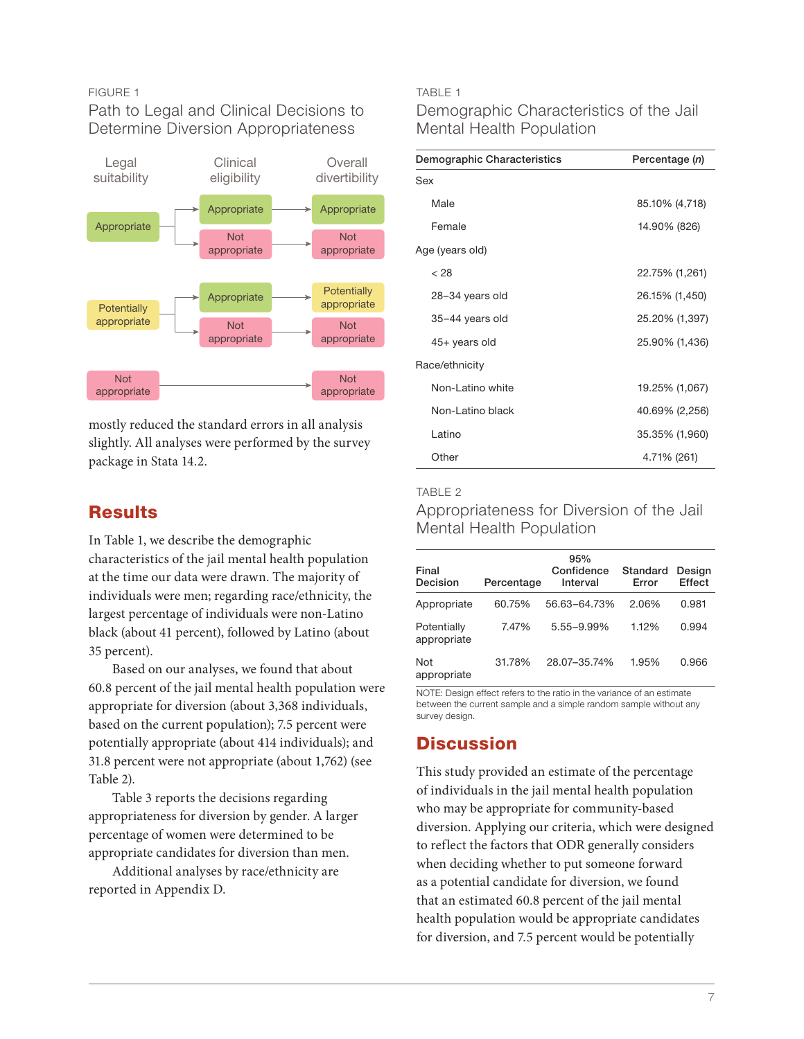FIGURE 1

Path to Legal and Clinical Decisions to Determine Diversion Appropriateness

| Legal suitability | Clinical eligibility | Overall divertibility |
|---|---|---|
| Appropriate | Appropriate | Appropriate |
| | Not appropriate | Not appropriate |
| Potentially appropriate | Appropriate | Potentially appropriate |
| | Not appropriate | Not appropriate |
| Not appropriate | | Not appropriate |

mostly reduced the standard errors in all analysis slightly. All analyses were performed by the survey package in Stata 14.2.

## Results

In Table 1, we describe the demographic characteristics of the jail mental health population at the time our data were drawn. The majority of individuals were men; regarding race/ethnicity, the largest percentage of individuals were non-Latino black (about 41 percent), followed by Latino (about 35 percent).

Based on our analyses, we found that about 60.8 percent of the jail mental health population were appropriate for diversion (about 3,368 individuals, based on the current population); 7.5 percent were potentially appropriate (about 414 individuals); and 31.8 percent were not appropriate (about 1,762) (see Table 2).

Table 3 reports the decisions regarding appropriateness for diversion by gender. A larger percentage of women were determined to be appropriate candidates for diversion than men.

Additional analyses by race/ethnicity are reported in Appendix D.

TABLE 1

Demographic Characteristics of the Jail Mental Health Population

| Demographic Characteristics | Percentage (*n*) |
|---|---|
| Sex | |
| Male | 85.10% (4,718) |
| Female | 14.90% (826) |
| Age (years old) | |
| < 28 | 22.75% (1,261) |
| 28–34 years old | 26.15% (1,450) |
| 35–44 years old | 25.20% (1,397) |
| 45+ years old | 25.90% (1,436) |
| Race/ethnicity | |
| Non-Latino white | 19.25% (1,067) |
| Non-Latino black | 40.69% (2,256) |
| Latino | 35.35% (1,960) |
| Other | 4.71% (261) |

TABLE 2

Appropriateness for Diversion of the Jail Mental Health Population

| Final Decision | Percentage | 95% Confidence Interval | Standard Error | Design Effect |
|---|---|---|---|---|
| Appropriate | 60.75% | 56.63–64.73% | 2.06% | 0.981 |
| Potentially appropriate | 7.47% | 5.55–9.99% | 1.12% | 0.994 |
| Not appropriate | 31.78% | 28.07–35.74% | 1.95% | 0.966 |

NOTE: Design effect refers to the ratio in the variance of an estimate between the current sample and a simple random sample without any survey design.

## Discussion

This study provided an estimate of the percentage of individuals in the jail mental health population who may be appropriate for community-based diversion. Applying our criteria, which were designed to reflect the factors that ODR generally considers when deciding whether to put someone forward as a potential candidate for diversion, we found that an estimated 60.8 percent of the jail mental health population would be appropriate candidates for diversion, and 7.5 percent would be potentially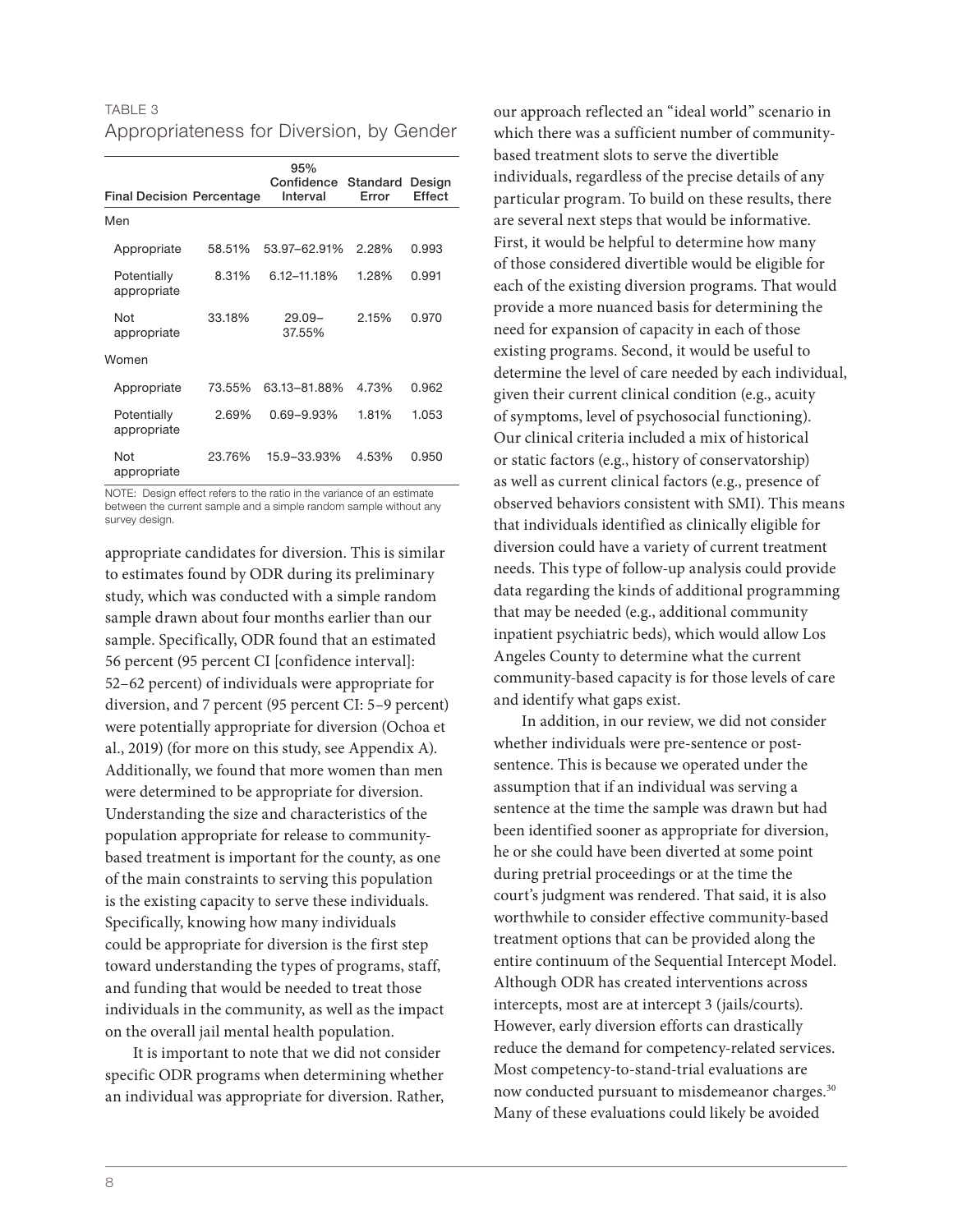TABLE 3

Appropriateness for Diversion, by Gender

| Final Decision | Percentage | 95% Confidence Interval | Standard Error | Design Effect |
|---|---|---|---|---|
| Men | | | | |
| Appropriate | 58.51% | 53.97–62.91% | 2.28% | 0.993 |
| Potentially appropriate | 8.31% | 6.12–11.18% | 1.28% | 0.991 |
| Not appropriate | 33.18% | 29.09–37.55% | 2.15% | 0.970 |
| Women | | | | |
| Appropriate | 73.55% | 63.13–81.88% | 4.73% | 0.962 |
| Potentially appropriate | 2.69% | 0.69–9.93% | 1.81% | 1.053 |
| Not appropriate | 23.76% | 15.9–33.93% | 4.53% | 0.950 |

NOTE: Design effect refers to the ratio in the variance of an estimate between the current sample and a simple random sample without any survey design.

appropriate candidates for diversion. This is similar to estimates found by ODR during its preliminary study, which was conducted with a simple random sample drawn about four months earlier than our sample. Specifically, ODR found that an estimated 56 percent (95 percent CI [confidence interval]: 52–62 percent) of individuals were appropriate for diversion, and 7 percent (95 percent CI: 5–9 percent) were potentially appropriate for diversion (Ochoa et al., 2019) (for more on this study, see Appendix A). Additionally, we found that more women than men were determined to be appropriate for diversion. Understanding the size and characteristics of the population appropriate for release to community-based treatment is important for the county, as one of the main constraints to serving this population is the existing capacity to serve these individuals. Specifically, knowing how many individuals could be appropriate for diversion is the first step toward understanding the types of programs, staff, and funding that would be needed to treat those individuals in the community, as well as the impact on the overall jail mental health population.

It is important to note that we did not consider specific ODR programs when determining whether an individual was appropriate for diversion. Rather, our approach reflected an "ideal world" scenario in which there was a sufficient number of community-based treatment slots to serve the divertible individuals, regardless of the precise details of any particular program. To build on these results, there are several next steps that would be informative. First, it would be helpful to determine how many of those considered divertible would be eligible for each of the existing diversion programs. That would provide a more nuanced basis for determining the need for expansion of capacity in each of those existing programs. Second, it would be useful to determine the level of care needed by each individual, given their current clinical condition (e.g., acuity of symptoms, level of psychosocial functioning). Our clinical criteria included a mix of historical or static factors (e.g., history of conservatorship) as well as current clinical factors (e.g., presence of observed behaviors consistent with SMI). This means that individuals identified as clinically eligible for diversion could have a variety of current treatment needs. This type of follow-up analysis could provide data regarding the kinds of additional programming that may be needed (e.g., additional community inpatient psychiatric beds), which would allow Los Angeles County to determine what the current community-based capacity is for those levels of care and identify what gaps exist.

In addition, in our review, we did not consider whether individuals were pre-sentence or post-sentence. This is because we operated under the assumption that if an individual was serving a sentence at the time the sample was drawn but had been identified sooner as appropriate for diversion, he or she could have been diverted at some point during pretrial proceedings or at the time the court's judgment was rendered. That said, it is also worthwhile to consider effective community-based treatment options that can be provided along the entire continuum of the Sequential Intercept Model. Although ODR has created interventions across intercepts, most are at intercept 3 (jails/courts). However, early diversion efforts can drastically reduce the demand for competency-related services. Most competency-to-stand-trial evaluations are now conducted pursuant to misdemeanor charges.[30] Many of these evaluations could likely be avoided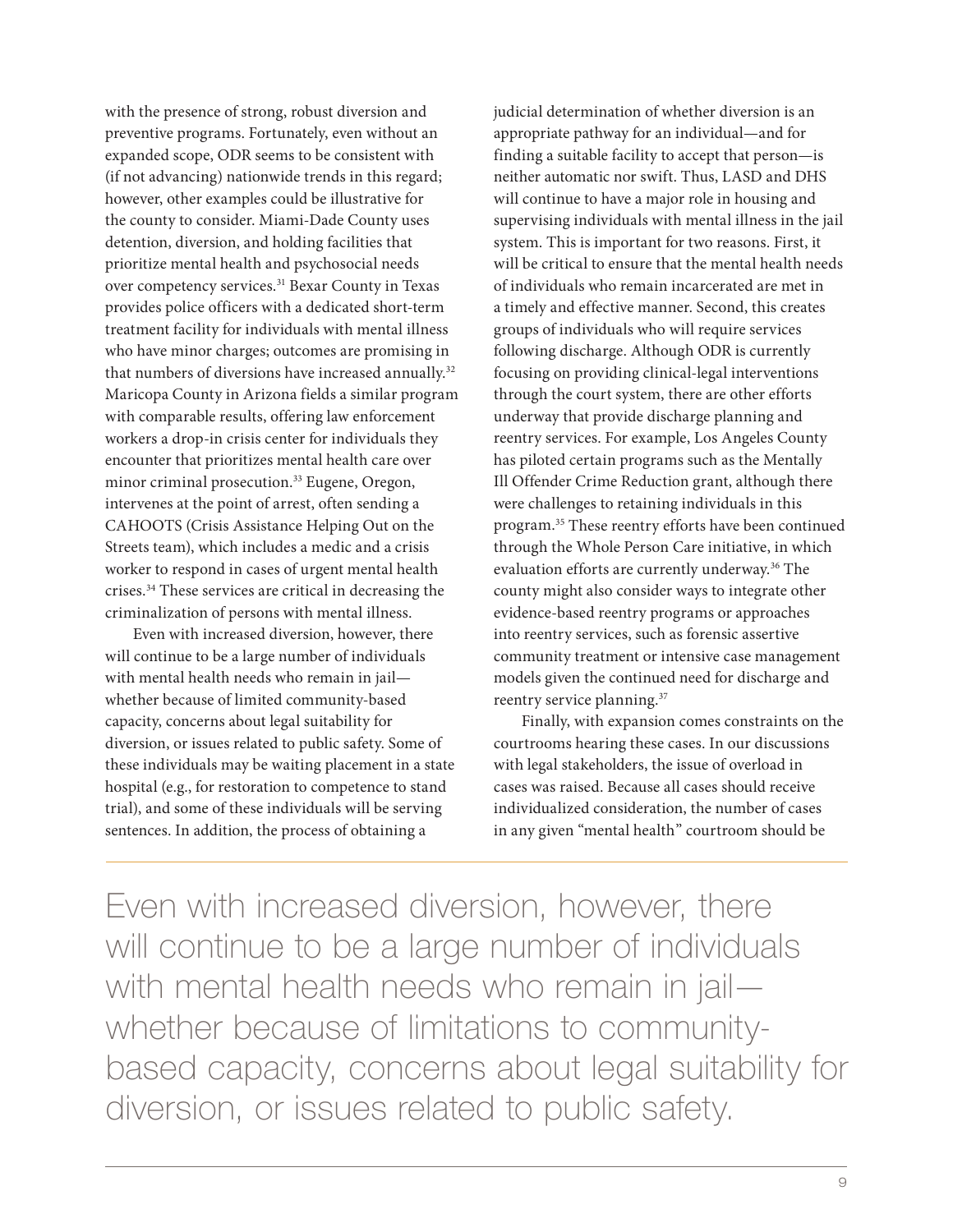with the presence of strong, robust diversion and preventive programs. Fortunately, even without an expanded scope, ODR seems to be consistent with (if not advancing) nationwide trends in this regard; however, other examples could be illustrative for the county to consider. Miami-Dade County uses detention, diversion, and holding facilities that prioritize mental health and psychosocial needs over competency services.[31] Bexar County in Texas provides police officers with a dedicated short-term treatment facility for individuals with mental illness who have minor charges; outcomes are promising in that numbers of diversions have increased annually.[32] Maricopa County in Arizona fields a similar program with comparable results, offering law enforcement workers a drop-in crisis center for individuals they encounter that prioritizes mental health care over minor criminal prosecution.[33] Eugene, Oregon, intervenes at the point of arrest, often sending a CAHOOTS (Crisis Assistance Helping Out on the Streets team), which includes a medic and a crisis worker to respond in cases of urgent mental health crises.[34] These services are critical in decreasing the criminalization of persons with mental illness.

Even with increased diversion, however, there will continue to be a large number of individuals with mental health needs who remain in jail—whether because of limited community-based capacity, concerns about legal suitability for diversion, or issues related to public safety. Some of these individuals may be waiting placement in a state hospital (e.g., for restoration to competence to stand trial), and some of these individuals will be serving sentences. In addition, the process of obtaining a judicial determination of whether diversion is an appropriate pathway for an individual—and for finding a suitable facility to accept that person—is neither automatic nor swift. Thus, LASD and DHS will continue to have a major role in housing and supervising individuals with mental illness in the jail system. This is important for two reasons. First, it will be critical to ensure that the mental health needs of individuals who remain incarcerated are met in a timely and effective manner. Second, this creates groups of individuals who will require services following discharge. Although ODR is currently focusing on providing clinical-legal interventions through the court system, there are other efforts underway that provide discharge planning and reentry services. For example, Los Angeles County has piloted certain programs such as the Mentally Ill Offender Crime Reduction grant, although there were challenges to retaining individuals in this program.[35] These reentry efforts have been continued through the Whole Person Care initiative, in which evaluation efforts are currently underway.[36] The county might also consider ways to integrate other evidence-based reentry programs or approaches into reentry services, such as forensic assertive community treatment or intensive case management models given the continued need for discharge and reentry service planning.[37]

Finally, with expansion comes constraints on the courtrooms hearing these cases. In our discussions with legal stakeholders, the issue of overload in cases was raised. Because all cases should receive individualized consideration, the number of cases in any given "mental health" courtroom should be

> Even with increased diversion, however, there will continue to be a large number of individuals with mental health needs who remain in jail—whether because of limitations to community-based capacity, concerns about legal suitability for diversion, or issues related to public safety.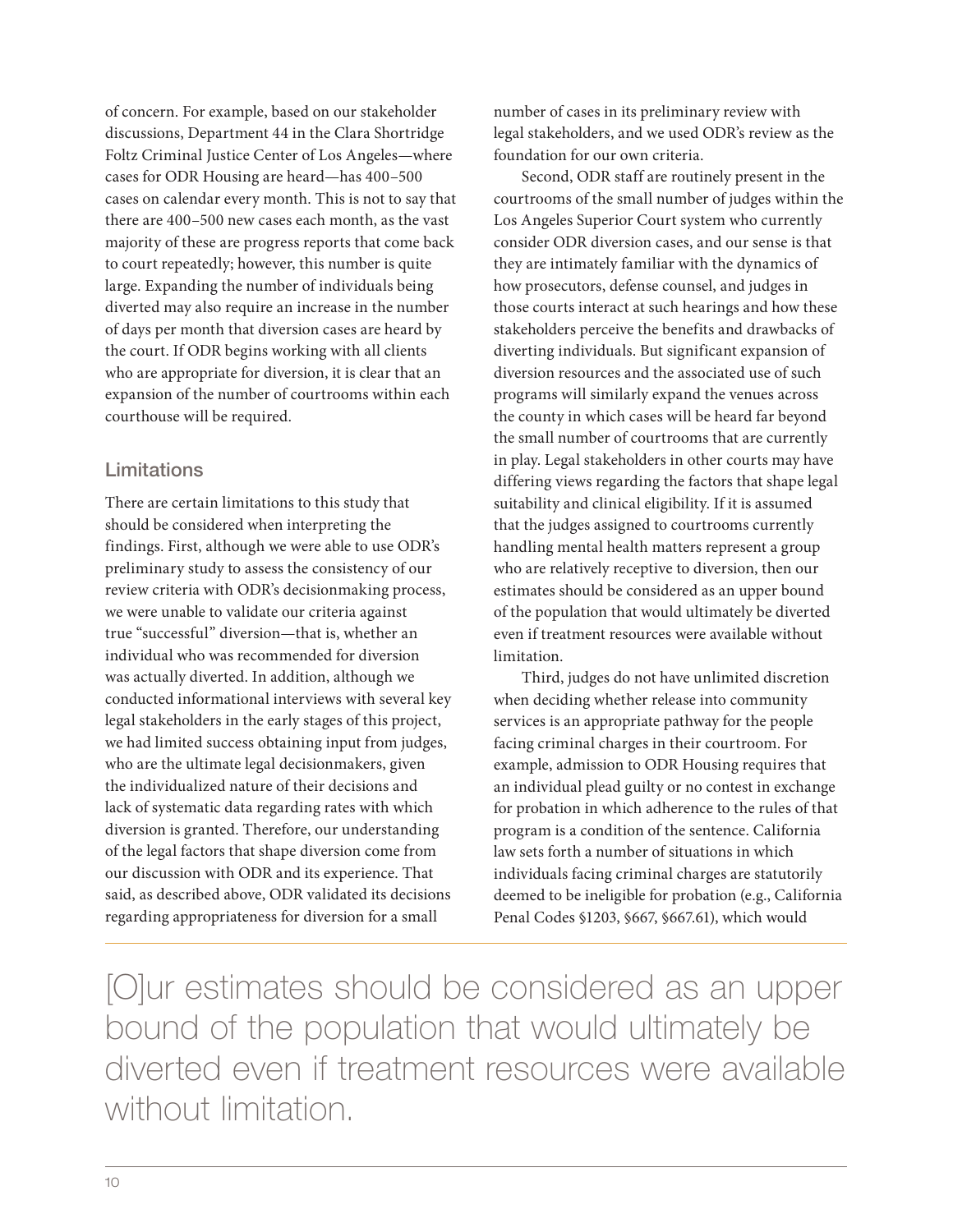of concern. For example, based on our stakeholder discussions, Department 44 in the Clara Shortridge Foltz Criminal Justice Center of Los Angeles—where cases for ODR Housing are heard—has 400–500 cases on calendar every month. This is not to say that there are 400–500 new cases each month, as the vast majority of these are progress reports that come back to court repeatedly; however, this number is quite large. Expanding the number of individuals being diverted may also require an increase in the number of days per month that diversion cases are heard by the court. If ODR begins working with all clients who are appropriate for diversion, it is clear that an expansion of the number of courtrooms within each courthouse will be required.

## Limitations

There are certain limitations to this study that should be considered when interpreting the findings. First, although we were able to use ODR's preliminary study to assess the consistency of our review criteria with ODR's decisionmaking process, we were unable to validate our criteria against true "successful" diversion—that is, whether an individual who was recommended for diversion was actually diverted. In addition, although we conducted informational interviews with several key legal stakeholders in the early stages of this project, we had limited success obtaining input from judges, who are the ultimate legal decisionmakers, given the individualized nature of their decisions and lack of systematic data regarding rates with which diversion is granted. Therefore, our understanding of the legal factors that shape diversion come from our discussion with ODR and its experience. That said, as described above, ODR validated its decisions regarding appropriateness for diversion for a small number of cases in its preliminary review with legal stakeholders, and we used ODR's review as the foundation for our own criteria.

Second, ODR staff are routinely present in the courtrooms of the small number of judges within the Los Angeles Superior Court system who currently consider ODR diversion cases, and our sense is that they are intimately familiar with the dynamics of how prosecutors, defense counsel, and judges in those courts interact at such hearings and how these stakeholders perceive the benefits and drawbacks of diverting individuals. But significant expansion of diversion resources and the associated use of such programs will similarly expand the venues across the county in which cases will be heard far beyond the small number of courtrooms that are currently in play. Legal stakeholders in other courts may have differing views regarding the factors that shape legal suitability and clinical eligibility. If it is assumed that the judges assigned to courtrooms currently handling mental health matters represent a group who are relatively receptive to diversion, then our estimates should be considered as an upper bound of the population that would ultimately be diverted even if treatment resources were available without limitation.

Third, judges do not have unlimited discretion when deciding whether release into community services is an appropriate pathway for the people facing criminal charges in their courtroom. For example, admission to ODR Housing requires that an individual plead guilty or no contest in exchange for probation in which adherence to the rules of that program is a condition of the sentence. California law sets forth a number of situations in which individuals facing criminal charges are statutorily deemed to be ineligible for probation (e.g., California Penal Codes §1203, §667, §667.61), which would

> [O]ur estimates should be considered as an upper bound of the population that would ultimately be diverted even if treatment resources were available without limitation.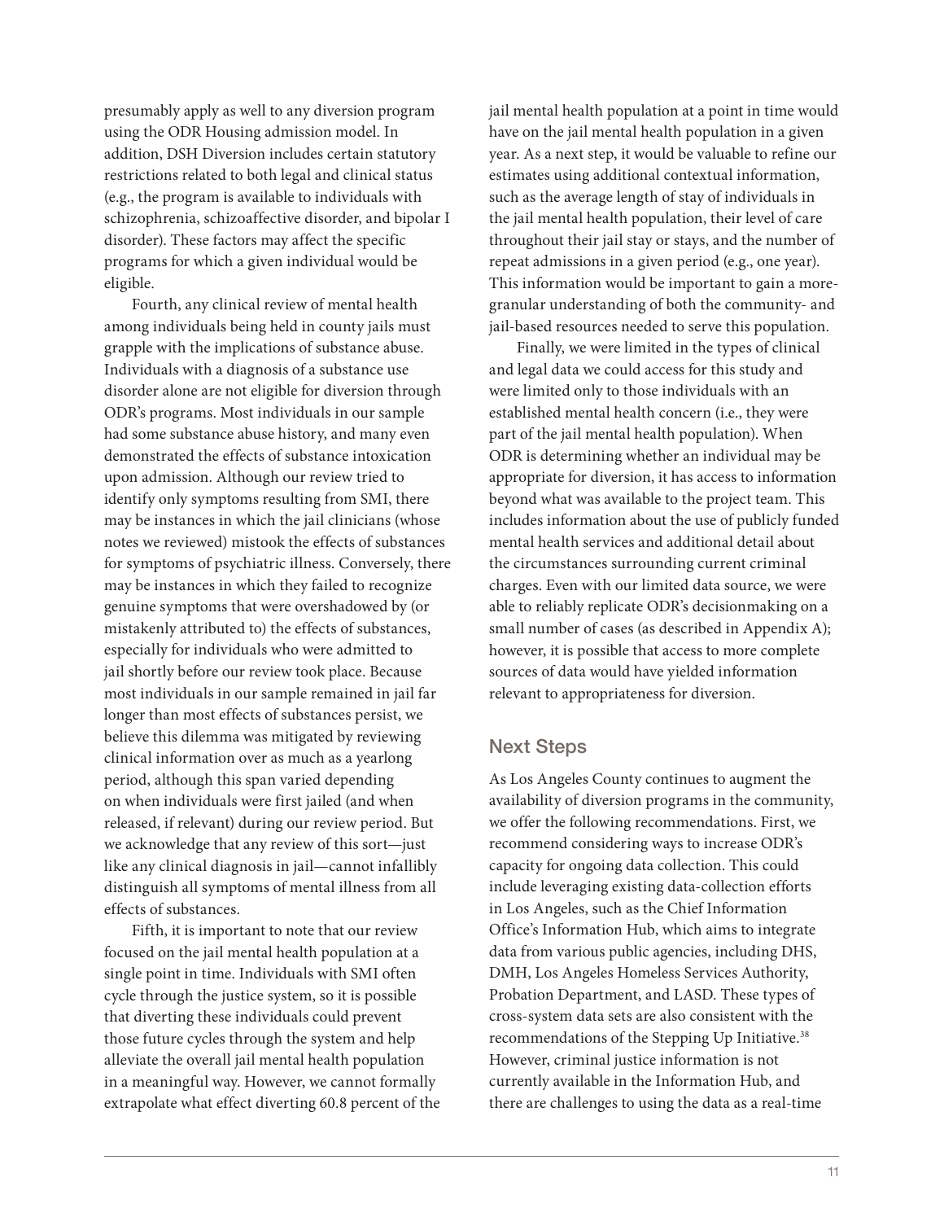presumably apply as well to any diversion program using the ODR Housing admission model. In addition, DSH Diversion includes certain statutory restrictions related to both legal and clinical status (e.g., the program is available to individuals with schizophrenia, schizoaffective disorder, and bipolar I disorder). These factors may affect the specific programs for which a given individual would be eligible.

Fourth, any clinical review of mental health among individuals being held in county jails must grapple with the implications of substance abuse. Individuals with a diagnosis of a substance use disorder alone are not eligible for diversion through ODR's programs. Most individuals in our sample had some substance abuse history, and many even demonstrated the effects of substance intoxication upon admission. Although our review tried to identify only symptoms resulting from SMI, there may be instances in which the jail clinicians (whose notes we reviewed) mistook the effects of substances for symptoms of psychiatric illness. Conversely, there may be instances in which they failed to recognize genuine symptoms that were overshadowed by (or mistakenly attributed to) the effects of substances, especially for individuals who were admitted to jail shortly before our review took place. Because most individuals in our sample remained in jail far longer than most effects of substances persist, we believe this dilemma was mitigated by reviewing clinical information over as much as a yearlong period, although this span varied depending on when individuals were first jailed (and when released, if relevant) during our review period. But we acknowledge that any review of this sort—just like any clinical diagnosis in jail—cannot infallibly distinguish all symptoms of mental illness from all effects of substances.

Fifth, it is important to note that our review focused on the jail mental health population at a single point in time. Individuals with SMI often cycle through the justice system, so it is possible that diverting these individuals could prevent those future cycles through the system and help alleviate the overall jail mental health population in a meaningful way. However, we cannot formally extrapolate what effect diverting 60.8 percent of the jail mental health population at a point in time would have on the jail mental health population in a given year. As a next step, it would be valuable to refine our estimates using additional contextual information, such as the average length of stay of individuals in the jail mental health population, their level of care throughout their jail stay or stays, and the number of repeat admissions in a given period (e.g., one year). This information would be important to gain a more-granular understanding of both the community- and jail-based resources needed to serve this population.

Finally, we were limited in the types of clinical and legal data we could access for this study and were limited only to those individuals with an established mental health concern (i.e., they were part of the jail mental health population). When ODR is determining whether an individual may be appropriate for diversion, it has access to information beyond what was available to the project team. This includes information about the use of publicly funded mental health services and additional detail about the circumstances surrounding current criminal charges. Even with our limited data source, we were able to reliably replicate ODR's decisionmaking on a small number of cases (as described in Appendix A); however, it is possible that access to more complete sources of data would have yielded information relevant to appropriateness for diversion.

## Next Steps

As Los Angeles County continues to augment the availability of diversion programs in the community, we offer the following recommendations. First, we recommend considering ways to increase ODR's capacity for ongoing data collection. This could include leveraging existing data-collection efforts in Los Angeles, such as the Chief Information Office's Information Hub, which aims to integrate data from various public agencies, including DHS, DMH, Los Angeles Homeless Services Authority, Probation Department, and LASD. These types of cross-system data sets are also consistent with the recommendations of the Stepping Up Initiative.[38] However, criminal justice information is not currently available in the Information Hub, and there are challenges to using the data as a real-time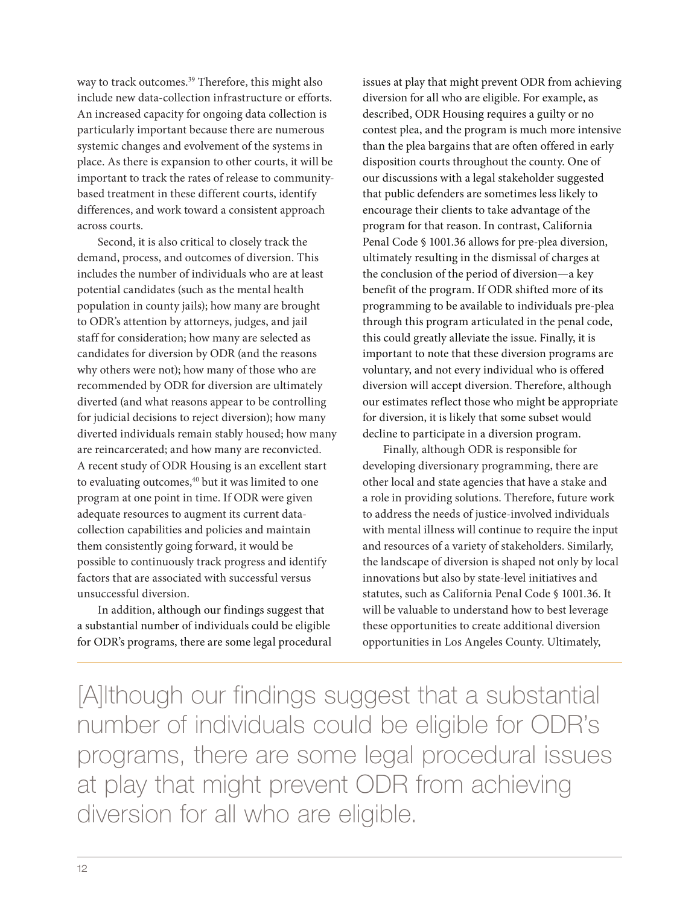way to track outcomes.[39] Therefore, this might also include new data-collection infrastructure or efforts. An increased capacity for ongoing data collection is particularly important because there are numerous systemic changes and evolvement of the systems in place. As there is expansion to other courts, it will be important to track the rates of release to community-based treatment in these different courts, identify differences, and work toward a consistent approach across courts.

Second, it is also critical to closely track the demand, process, and outcomes of diversion. This includes the number of individuals who are at least potential candidates (such as the mental health population in county jails); how many are brought to ODR's attention by attorneys, judges, and jail staff for consideration; how many are selected as candidates for diversion by ODR (and the reasons why others were not); how many of those who are recommended by ODR for diversion are ultimately diverted (and what reasons appear to be controlling for judicial decisions to reject diversion); how many diverted individuals remain stably housed; how many are reincarcerated; and how many are reconvicted. A recent study of ODR Housing is an excellent start to evaluating outcomes,[40] but it was limited to one program at one point in time. If ODR were given adequate resources to augment its current data-collection capabilities and policies and maintain them consistently going forward, it would be possible to continuously track progress and identify factors that are associated with successful versus unsuccessful diversion.

In addition, although our findings suggest that a substantial number of individuals could be eligible for ODR's programs, there are some legal procedural issues at play that might prevent ODR from achieving diversion for all who are eligible. For example, as described, ODR Housing requires a guilty or no contest plea, and the program is much more intensive than the plea bargains that are often offered in early disposition courts throughout the county. One of our discussions with a legal stakeholder suggested that public defenders are sometimes less likely to encourage their clients to take advantage of the program for that reason. In contrast, California Penal Code § 1001.36 allows for pre-plea diversion, ultimately resulting in the dismissal of charges at the conclusion of the period of diversion—a key benefit of the program. If ODR shifted more of its programming to be available to individuals pre-plea through this program articulated in the penal code, this could greatly alleviate the issue. Finally, it is important to note that these diversion programs are voluntary, and not every individual who is offered diversion will accept diversion. Therefore, although our estimates reflect those who might be appropriate for diversion, it is likely that some subset would decline to participate in a diversion program.

Finally, although ODR is responsible for developing diversionary programming, there are other local and state agencies that have a stake and a role in providing solutions. Therefore, future work to address the needs of justice-involved individuals with mental illness will continue to require the input and resources of a variety of stakeholders. Similarly, the landscape of diversion is shaped not only by local innovations but also by state-level initiatives and statutes, such as California Penal Code § 1001.36. It will be valuable to understand how to best leverage these opportunities to create additional diversion opportunities in Los Angeles County. Ultimately,

> [A]lthough our findings suggest that a substantial number of individuals could be eligible for ODR's programs, there are some legal procedural issues at play that might prevent ODR from achieving diversion for all who are eligible.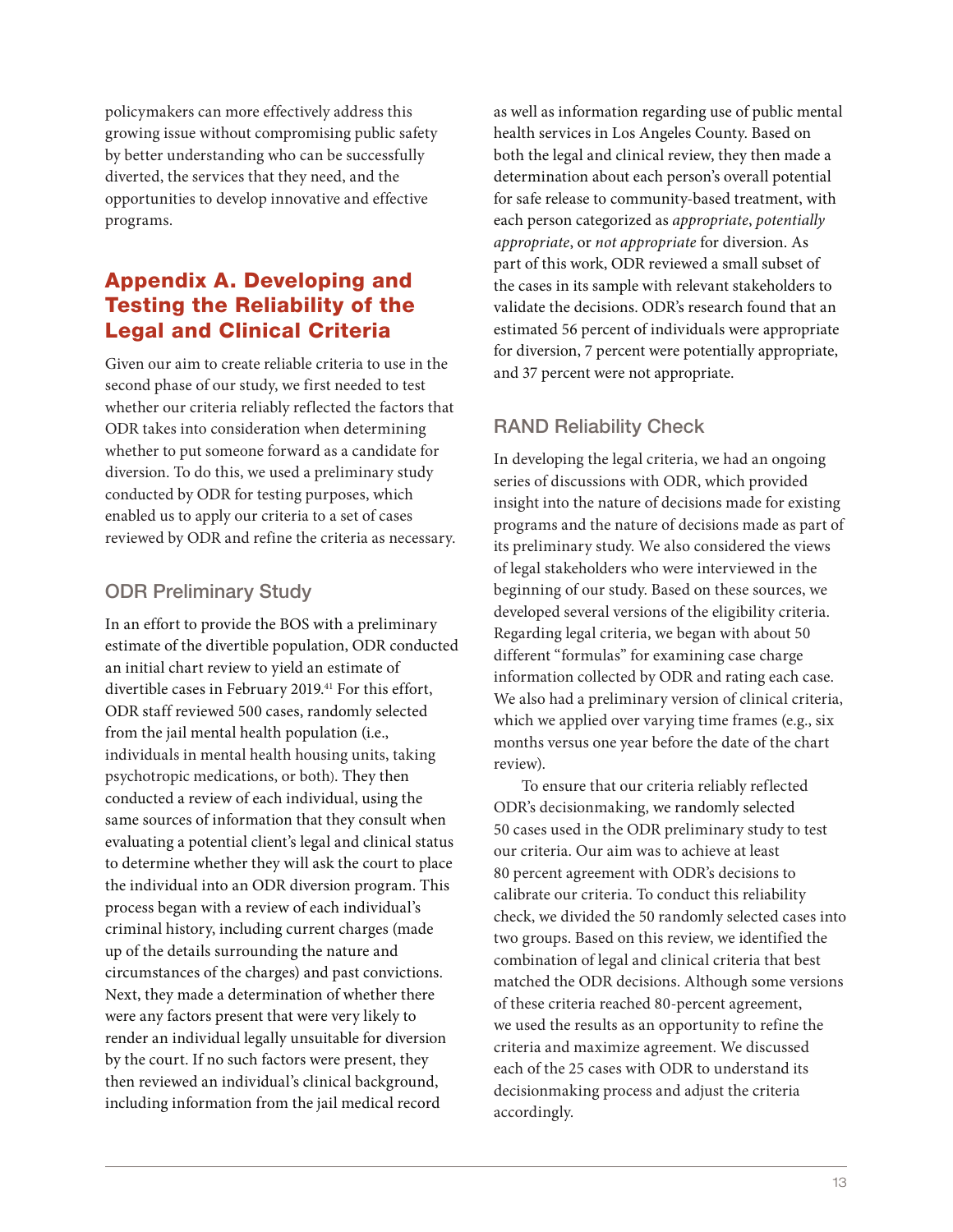policymakers can more effectively address this growing issue without compromising public safety by better understanding who can be successfully diverted, the services that they need, and the opportunities to develop innovative and effective programs.

## Appendix A. Developing and Testing the Reliability of the Legal and Clinical Criteria

Given our aim to create reliable criteria to use in the second phase of our study, we first needed to test whether our criteria reliably reflected the factors that ODR takes into consideration when determining whether to put someone forward as a candidate for diversion. To do this, we used a preliminary study conducted by ODR for testing purposes, which enabled us to apply our criteria to a set of cases reviewed by ODR and refine the criteria as necessary.

### ODR Preliminary Study

In an effort to provide the BOS with a preliminary estimate of the divertible population, ODR conducted an initial chart review to yield an estimate of divertible cases in February 2019.[41] For this effort, ODR staff reviewed 500 cases, randomly selected from the jail mental health population (i.e., individuals in mental health housing units, taking psychotropic medications, or both). They then conducted a review of each individual, using the same sources of information that they consult when evaluating a potential client's legal and clinical status to determine whether they will ask the court to place the individual into an ODR diversion program. This process began with a review of each individual's criminal history, including current charges (made up of the details surrounding the nature and circumstances of the charges) and past convictions. Next, they made a determination of whether there were any factors present that were very likely to render an individual legally unsuitable for diversion by the court. If no such factors were present, they then reviewed an individual's clinical background, including information from the jail medical record as well as information regarding use of public mental health services in Los Angeles County. Based on both the legal and clinical review, they then made a determination about each person's overall potential for safe release to community-based treatment, with each person categorized as *appropriate*, *potentially appropriate*, or *not appropriate* for diversion. As part of this work, ODR reviewed a small subset of the cases in its sample with relevant stakeholders to validate the decisions. ODR's research found that an estimated 56 percent of individuals were appropriate for diversion, 7 percent were potentially appropriate, and 37 percent were not appropriate.

### RAND Reliability Check

In developing the legal criteria, we had an ongoing series of discussions with ODR, which provided insight into the nature of decisions made for existing programs and the nature of decisions made as part of its preliminary study. We also considered the views of legal stakeholders who were interviewed in the beginning of our study. Based on these sources, we developed several versions of the eligibility criteria. Regarding legal criteria, we began with about 50 different "formulas" for examining case charge information collected by ODR and rating each case. We also had a preliminary version of clinical criteria, which we applied over varying time frames (e.g., six months versus one year before the date of the chart review).

To ensure that our criteria reliably reflected ODR's decisionmaking, we randomly selected 50 cases used in the ODR preliminary study to test our criteria. Our aim was to achieve at least 80 percent agreement with ODR's decisions to calibrate our criteria. To conduct this reliability check, we divided the 50 randomly selected cases into two groups. Based on this review, we identified the combination of legal and clinical criteria that best matched the ODR decisions. Although some versions of these criteria reached 80-percent agreement, we used the results as an opportunity to refine the criteria and maximize agreement. We discussed each of the 25 cases with ODR to understand its decisionmaking process and adjust the criteria accordingly.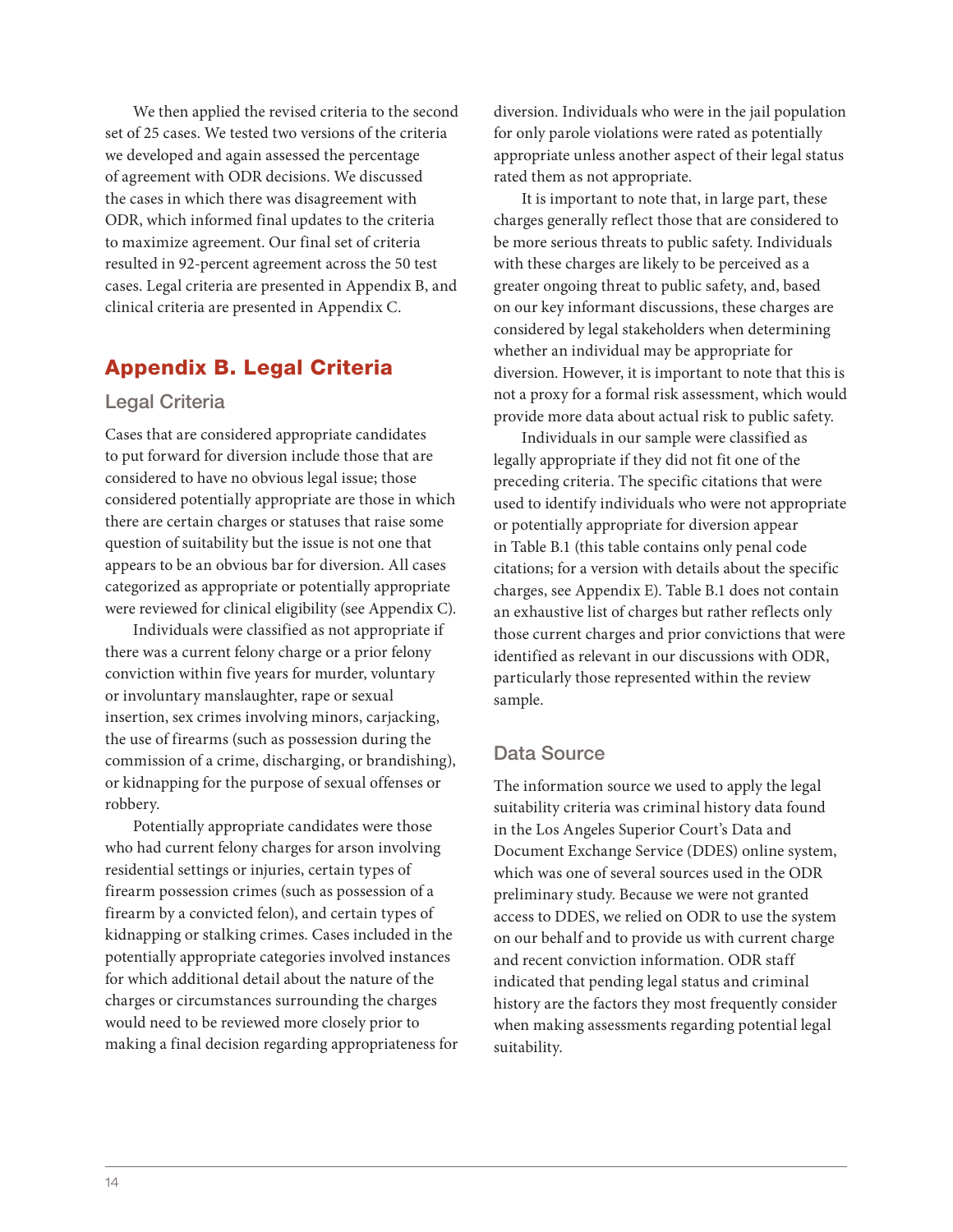We then applied the revised criteria to the second set of 25 cases. We tested two versions of the criteria we developed and again assessed the percentage of agreement with ODR decisions. We discussed the cases in which there was disagreement with ODR, which informed final updates to the criteria to maximize agreement. Our final set of criteria resulted in 92-percent agreement across the 50 test cases. Legal criteria are presented in Appendix B, and clinical criteria are presented in Appendix C.

## Appendix B. Legal Criteria

### Legal Criteria

Cases that are considered appropriate candidates to put forward for diversion include those that are considered to have no obvious legal issue; those considered potentially appropriate are those in which there are certain charges or statuses that raise some question of suitability but the issue is not one that appears to be an obvious bar for diversion. All cases categorized as appropriate or potentially appropriate were reviewed for clinical eligibility (see Appendix C).

Individuals were classified as not appropriate if there was a current felony charge or a prior felony conviction within five years for murder, voluntary or involuntary manslaughter, rape or sexual insertion, sex crimes involving minors, carjacking, the use of firearms (such as possession during the commission of a crime, discharging, or brandishing), or kidnapping for the purpose of sexual offenses or robbery.

Potentially appropriate candidates were those who had current felony charges for arson involving residential settings or injuries, certain types of firearm possession crimes (such as possession of a firearm by a convicted felon), and certain types of kidnapping or stalking crimes. Cases included in the potentially appropriate categories involved instances for which additional detail about the nature of the charges or circumstances surrounding the charges would need to be reviewed more closely prior to making a final decision regarding appropriateness for diversion. Individuals who were in the jail population for only parole violations were rated as potentially appropriate unless another aspect of their legal status rated them as not appropriate.

It is important to note that, in large part, these charges generally reflect those that are considered to be more serious threats to public safety. Individuals with these charges are likely to be perceived as a greater ongoing threat to public safety, and, based on our key informant discussions, these charges are considered by legal stakeholders when determining whether an individual may be appropriate for diversion. However, it is important to note that this is not a proxy for a formal risk assessment, which would provide more data about actual risk to public safety.

Individuals in our sample were classified as legally appropriate if they did not fit one of the preceding criteria. The specific citations that were used to identify individuals who were not appropriate or potentially appropriate for diversion appear in Table B.1 (this table contains only penal code citations; for a version with details about the specific charges, see Appendix E). Table B.1 does not contain an exhaustive list of charges but rather reflects only those current charges and prior convictions that were identified as relevant in our discussions with ODR, particularly those represented within the review sample.

### Data Source

The information source we used to apply the legal suitability criteria was criminal history data found in the Los Angeles Superior Court's Data and Document Exchange Service (DDES) online system, which was one of several sources used in the ODR preliminary study. Because we were not granted access to DDES, we relied on ODR to use the system on our behalf and to provide us with current charge and recent conviction information. ODR staff indicated that pending legal status and criminal history are the factors they most frequently consider when making assessments regarding potential legal suitability.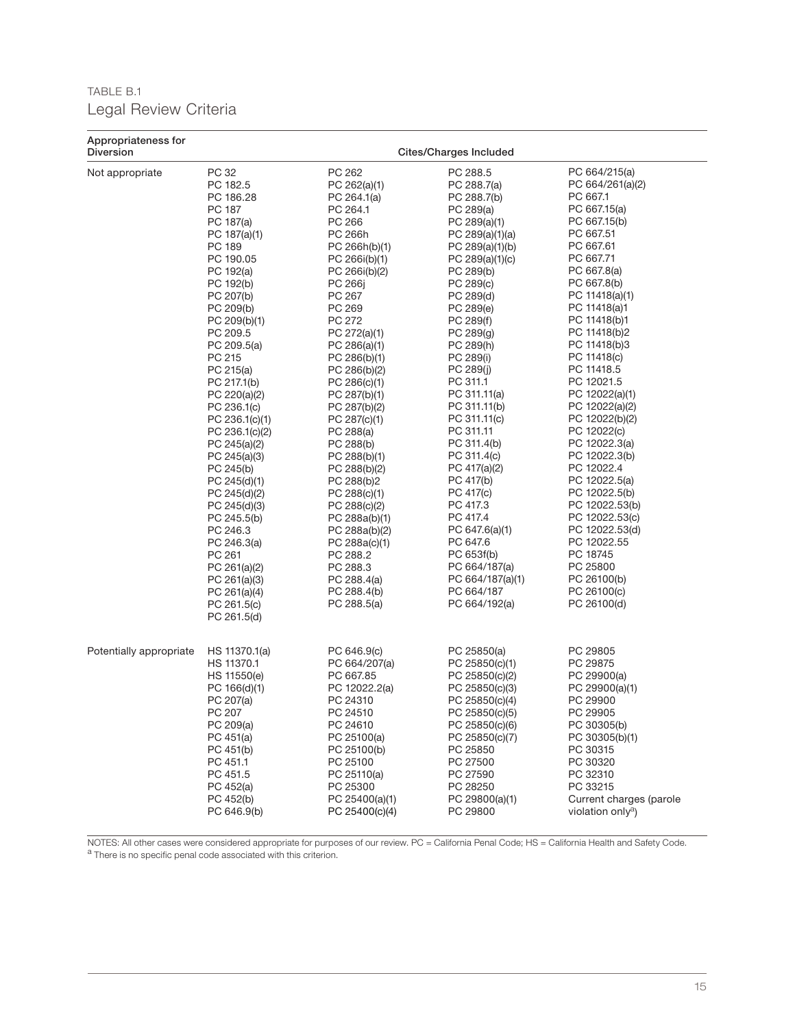TABLE B.1

## Legal Review Criteria

| Appropriateness for Diversion | Cites/Charges Included | | | |
|---|---|---|---|---|
| Not appropriate | PC 32<br>PC 182.5<br>PC 186.28<br>PC 187<br>PC 187(a)<br>PC 187(a)(1)<br>PC 189<br>PC 190.05<br>PC 192(a)<br>PC 192(b)<br>PC 207(b)<br>PC 209(b)<br>PC 209(b)(1)<br>PC 209.5<br>PC 209.5(a)<br>PC 215<br>PC 215(a)<br>PC 217.1(b)<br>PC 220(a)(2)<br>PC 236.1(c)<br>PC 236.1(c)(1)<br>PC 236.1(c)(2)<br>PC 245(a)(2)<br>PC 245(a)(3)<br>PC 245(b)<br>PC 245(d)(1)<br>PC 245(d)(2)<br>PC 245(d)(3)<br>PC 245.5(b)<br>PC 246.3<br>PC 246.3(a)<br>PC 261<br>PC 261(a)(2)<br>PC 261(a)(3)<br>PC 261(a)(4)<br>PC 261.5(c)<br>PC 261.5(d) | PC 262<br>PC 262(a)(1)<br>PC 264.1(a)<br>PC 264.1<br>PC 266<br>PC 266h<br>PC 266h(b)(1)<br>PC 266i(b)(1)<br>PC 266i(b)(2)<br>PC 266j<br>PC 267<br>PC 269<br>PC 272<br>PC 272(a)(1)<br>PC 286(a)(1)<br>PC 286(b)(1)<br>PC 286(b)(2)<br>PC 286(c)(1)<br>PC 287(b)(1)<br>PC 287(b)(2)<br>PC 287(c)(1)<br>PC 288(a)<br>PC 288(b)<br>PC 288(b)(1)<br>PC 288(b)(2)<br>PC 288(b)2<br>PC 288(c)(1)<br>PC 288(c)(2)<br>PC 288a(b)(1)<br>PC 288a(b)(2)<br>PC 288a(c)(1)<br>PC 288.2<br>PC 288.3<br>PC 288.4(a)<br>PC 288.4(b)<br>PC 288.5(a) | PC 288.5<br>PC 288.7(a)<br>PC 288.7(b)<br>PC 289(a)<br>PC 289(a)(1)<br>PC 289(a)(1)(a)<br>PC 289(a)(1)(b)<br>PC 289(a)(1)(c)<br>PC 289(b)<br>PC 289(c)<br>PC 289(d)<br>PC 289(e)<br>PC 289(f)<br>PC 289(g)<br>PC 289(h)<br>PC 289(i)<br>PC 289(j)<br>PC 311.1<br>PC 311.11(a)<br>PC 311.11(b)<br>PC 311.11(c)<br>PC 311.11<br>PC 311.4(b)<br>PC 311.4(c)<br>PC 417(a)(2)<br>PC 417(b)<br>PC 417(c)<br>PC 417.3<br>PC 417.4<br>PC 647.6(a)(1)<br>PC 647.6<br>PC 653f(b)<br>PC 664/187(a)<br>PC 664/187(a)(1)<br>PC 664/187<br>PC 664/192(a) | PC 664/215(a)<br>PC 664/261(a)(2)<br>PC 667.1<br>PC 667.15(a)<br>PC 667.15(b)<br>PC 667.51<br>PC 667.61<br>PC 667.71<br>PC 667.8(a)<br>PC 667.8(b)<br>PC 11418(a)(1)<br>PC 11418(a)1<br>PC 11418(b)1<br>PC 11418(b)2<br>PC 11418(b)3<br>PC 11418(c)<br>PC 11418.5<br>PC 12021.5<br>PC 12022(a)(1)<br>PC 12022(a)(2)<br>PC 12022(b)(2)<br>PC 12022(c)<br>PC 12022.3(a)<br>PC 12022.3(b)<br>PC 12022.4<br>PC 12022.5(a)<br>PC 12022.5(b)<br>PC 12022.53(b)<br>PC 12022.53(c)<br>PC 12022.53(d)<br>PC 12022.55<br>PC 18745<br>PC 25800<br>PC 26100(b)<br>PC 26100(c)<br>PC 26100(d) |
| Potentially appropriate | HS 11370.1(a)<br>HS 11370.1<br>HS 11550(e)<br>PC 166(d)(1)<br>PC 207(a)<br>PC 207<br>PC 209(a)<br>PC 451(a)<br>PC 451(b)<br>PC 451.1<br>PC 451.5<br>PC 452(a)<br>PC 452(b)<br>PC 646.9(b) | PC 646.9(c)<br>PC 664/207(a)<br>PC 667.85<br>PC 12022.2(a)<br>PC 24310<br>PC 24510<br>PC 24610<br>PC 25100(a)<br>PC 25100(b)<br>PC 25100<br>PC 25110(a)<br>PC 25300<br>PC 25400(a)(1)<br>PC 25400(c)(4) | PC 25850(a)<br>PC 25850(c)(1)<br>PC 25850(c)(2)<br>PC 25850(c)(3)<br>PC 25850(c)(4)<br>PC 25850(c)(5)<br>PC 25850(c)(6)<br>PC 25850(c)(7)<br>PC 25850<br>PC 27500<br>PC 27590<br>PC 28250<br>PC 29800(a)(1)<br>PC 29800 | PC 29805<br>PC 29875<br>PC 29900(a)<br>PC 29900(a)(1)<br>PC 29900<br>PC 29905<br>PC 30305(b)<br>PC 30305(b)(1)<br>PC 30315<br>PC 30320<br>PC 32310<br>PC 33215<br>Current charges (parole violation only[a]) |

NOTES: All other cases were considered appropriate for purposes of our review. PC = California Penal Code; HS = California Health and Safety Code.

[a] There is no specific penal code associated with this criterion.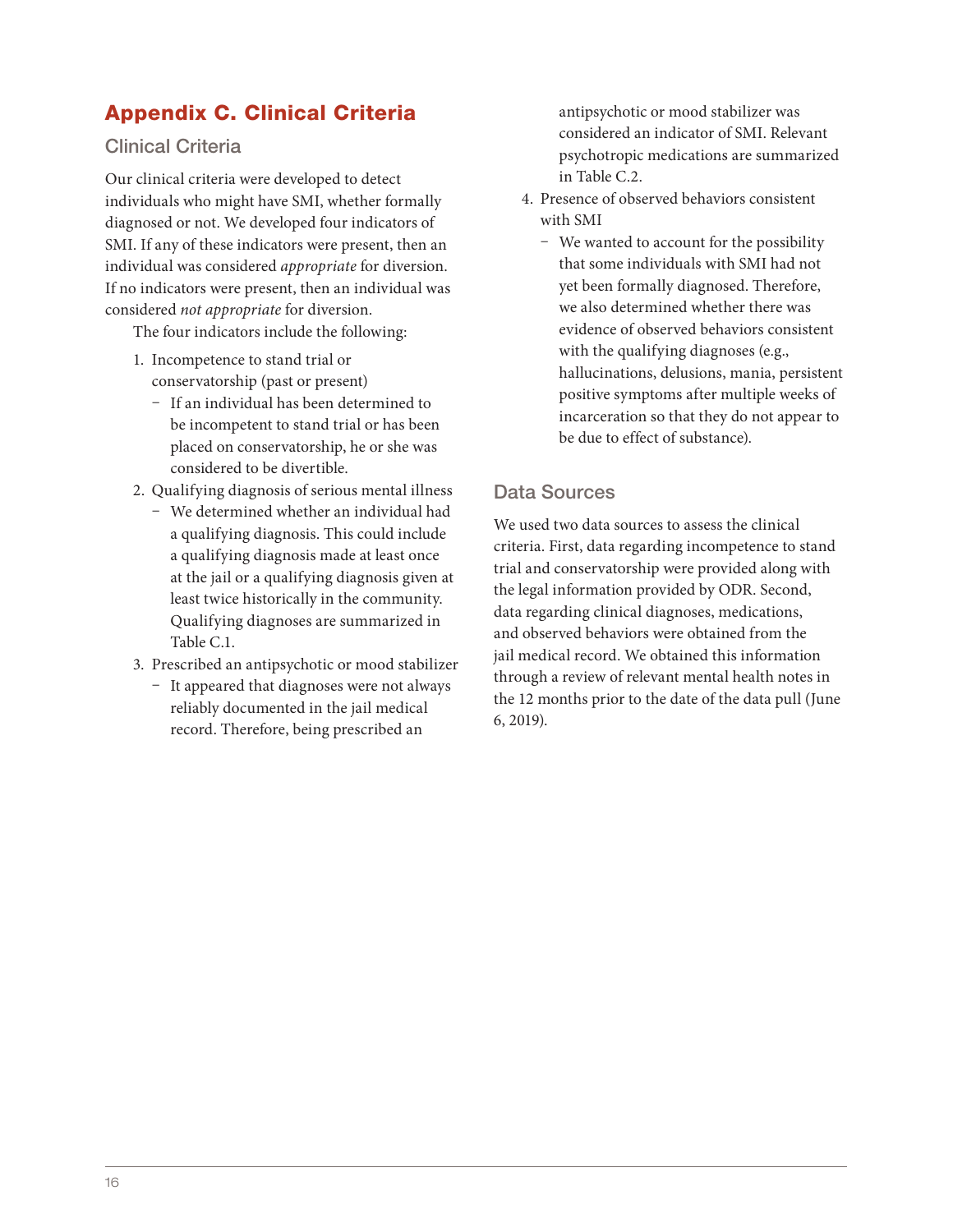# Appendix C. Clinical Criteria

## Clinical Criteria

Our clinical criteria were developed to detect individuals who might have SMI, whether formally diagnosed or not. We developed four indicators of SMI. If any of these indicators were present, then an individual was considered *appropriate* for diversion. If no indicators were present, then an individual was considered *not appropriate* for diversion.

The four indicators include the following:

1. Incompetence to stand trial or conservatorship (past or present)
   - If an individual has been determined to be incompetent to stand trial or has been placed on conservatorship, he or she was considered to be divertible.
2. Qualifying diagnosis of serious mental illness
   - We determined whether an individual had a qualifying diagnosis. This could include a qualifying diagnosis made at least once at the jail or a qualifying diagnosis given at least twice historically in the community. Qualifying diagnoses are summarized in Table C.1.
3. Prescribed an antipsychotic or mood stabilizer
   - It appeared that diagnoses were not always reliably documented in the jail medical record. Therefore, being prescribed an antipsychotic or mood stabilizer was considered an indicator of SMI. Relevant psychotropic medications are summarized in Table C.2.
4. Presence of observed behaviors consistent with SMI
   - We wanted to account for the possibility that some individuals with SMI had not yet been formally diagnosed. Therefore, we also determined whether there was evidence of observed behaviors consistent with the qualifying diagnoses (e.g., hallucinations, delusions, mania, persistent positive symptoms after multiple weeks of incarceration so that they do not appear to be due to effect of substance).

## Data Sources

We used two data sources to assess the clinical criteria. First, data regarding incompetence to stand trial and conservatorship were provided along with the legal information provided by ODR. Second, data regarding clinical diagnoses, medications, and observed behaviors were obtained from the jail medical record. We obtained this information through a review of relevant mental health notes in the 12 months prior to the date of the data pull (June 6, 2019).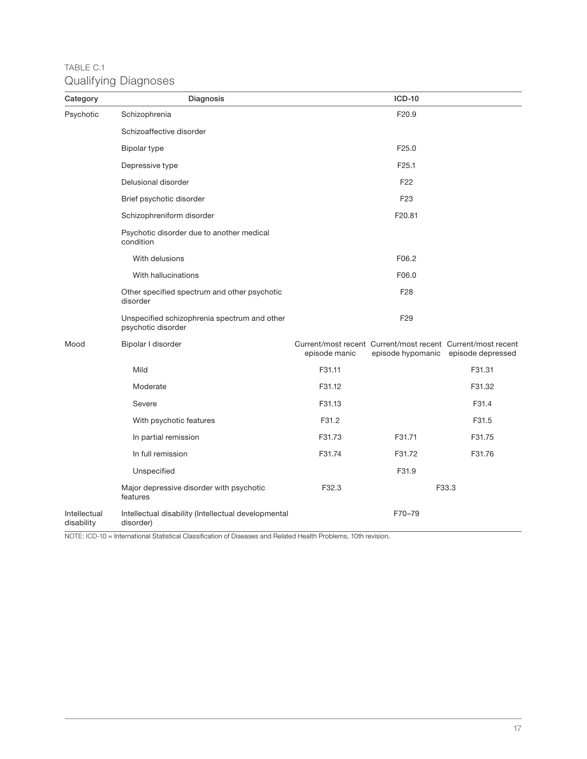TABLE C.1

## Qualifying Diagnoses

| Category | Diagnosis | ICD-10 | | |
|---|---|---|---|---|
| Psychotic | Schizophrenia | | F20.9 | |
| | Schizoaffective disorder | | | |
| | Bipolar type | | F25.0 | |
| | Depressive type | | F25.1 | |
| | Delusional disorder | | F22 | |
| | Brief psychotic disorder | | F23 | |
| | Schizophreniform disorder | | F20.81 | |
| | Psychotic disorder due to another medical condition | | | |
| | With delusions | | F06.2 | |
| | With hallucinations | | F06.0 | |
| | Other specified spectrum and other psychotic disorder | | F28 | |
| | Unspecified schizophrenia spectrum and other psychotic disorder | | F29 | |
| Mood | Bipolar I disorder | Current/most recent episode manic | Current/most recent episode hypomanic | Current/most recent episode depressed |
| | Mild | F31.11 | | F31.31 |
| | Moderate | F31.12 | | F31.32 |
| | Severe | F31.13 | | F31.4 |
| | With psychotic features | F31.2 | | F31.5 |
| | In partial remission | F31.73 | F31.71 | F31.75 |
| | In full remission | F31.74 | F31.72 | F31.76 |
| | Unspecified | | F31.9 | |
| | Major depressive disorder with psychotic features | F32.3 | F33.3 | |
| Intellectual disability | Intellectual disability (Intellectual developmental disorder) | | F70–79 | |

NOTE: ICD-10 = International Statistical Classification of Diseases and Related Health Problems, 10th revision.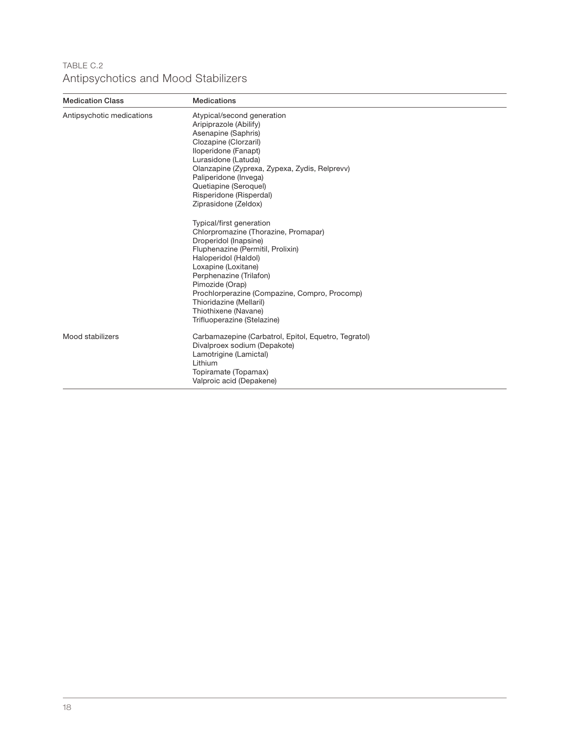TABLE C.2

## Antipsychotics and Mood Stabilizers

| Medication Class | Medications |
|---|---|
| Antipsychotic medications | Atypical/second generation<br>Aripiprazole (Abilify)<br>Asenapine (Saphris)<br>Clozapine (Clorzaril)<br>Iloperidone (Fanapt)<br>Lurasidone (Latuda)<br>Olanzapine (Zyprexa, Zypexa, Zydis, Relprevv)<br>Paliperidone (Invega)<br>Quetiapine (Seroquel)<br>Risperidone (Risperdal)<br>Ziprasidone (Zeldox)<br><br>Typical/first generation<br>Chlorpromazine (Thorazine, Promapar)<br>Droperidol (Inapsine)<br>Fluphenazine (Permitil, Prolixin)<br>Haloperidol (Haldol)<br>Loxapine (Loxitane)<br>Perphenazine (Trilafon)<br>Pimozide (Orap)<br>Prochlorperazine (Compazine, Compro, Procomp)<br>Thioridazine (Mellaril)<br>Thiothixene (Navane)<br>Trifluoperazine (Stelazine) |
| Mood stabilizers | Carbamazepine (Carbatrol, Epitol, Equetro, Tegratol)<br>Divalproex sodium (Depakote)<br>Lamotrigine (Lamictal)<br>Lithium<br>Topiramate (Topamax)<br>Valproic acid (Depakene) |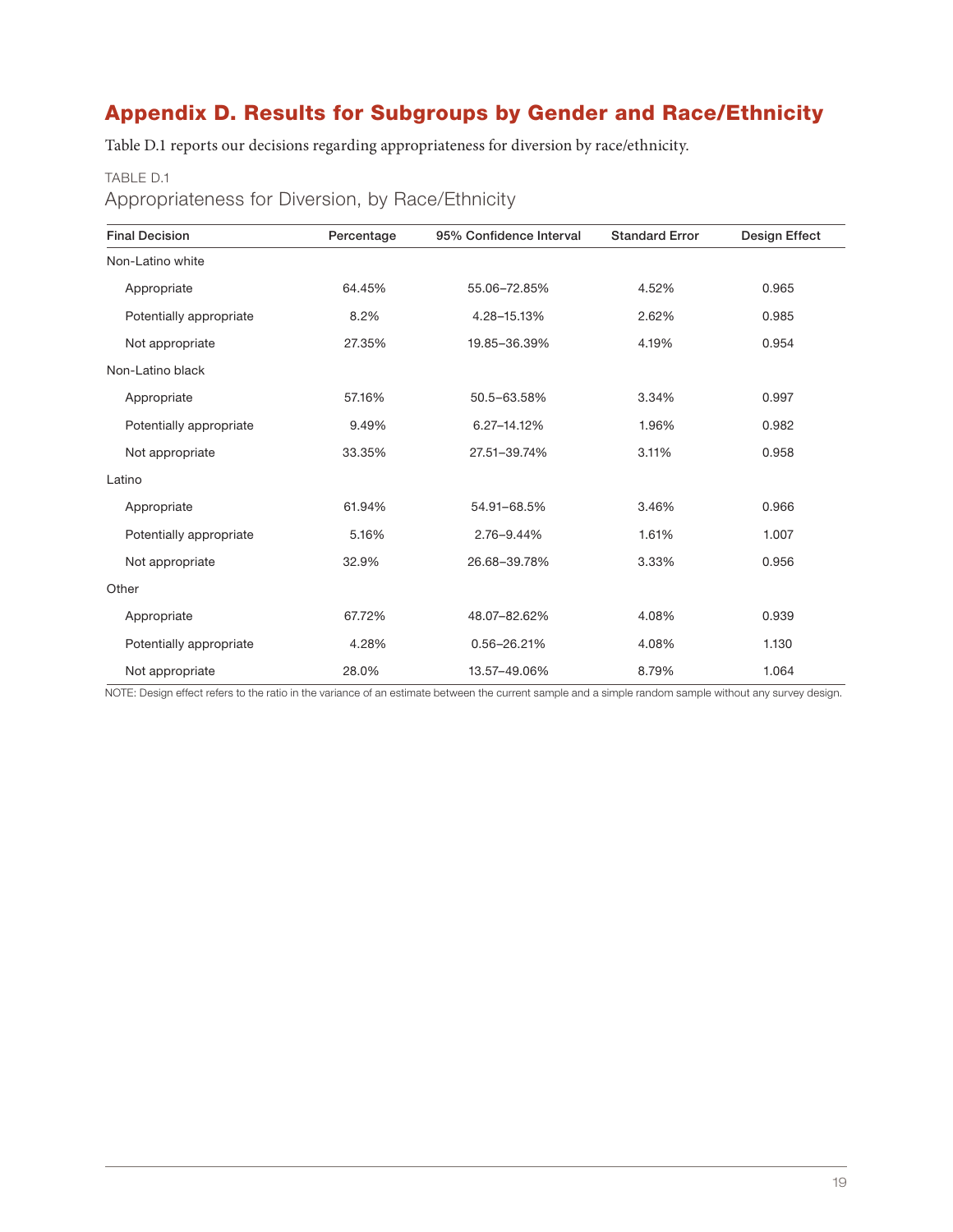# Appendix D. Results for Subgroups by Gender and Race/Ethnicity

Table D.1 reports our decisions regarding appropriateness for diversion by race/ethnicity.

TABLE D.1

Appropriateness for Diversion, by Race/Ethnicity

| Final Decision | Percentage | 95% Confidence Interval | Standard Error | Design Effect |
|---|---|---|---|---|
| Non-Latino white | | | | |
| Appropriate | 64.45% | 55.06–72.85% | 4.52% | 0.965 |
| Potentially appropriate | 8.2% | 4.28–15.13% | 2.62% | 0.985 |
| Not appropriate | 27.35% | 19.85–36.39% | 4.19% | 0.954 |
| Non-Latino black | | | | |
| Appropriate | 57.16% | 50.5–63.58% | 3.34% | 0.997 |
| Potentially appropriate | 9.49% | 6.27–14.12% | 1.96% | 0.982 |
| Not appropriate | 33.35% | 27.51–39.74% | 3.11% | 0.958 |
| Latino | | | | |
| Appropriate | 61.94% | 54.91–68.5% | 3.46% | 0.966 |
| Potentially appropriate | 5.16% | 2.76–9.44% | 1.61% | 1.007 |
| Not appropriate | 32.9% | 26.68–39.78% | 3.33% | 0.956 |
| Other | | | | |
| Appropriate | 67.72% | 48.07–82.62% | 4.08% | 0.939 |
| Potentially appropriate | 4.28% | 0.56–26.21% | 4.08% | 1.130 |
| Not appropriate | 28.0% | 13.57–49.06% | 8.79% | 1.064 |

NOTE: Design effect refers to the ratio in the variance of an estimate between the current sample and a simple random sample without any survey design.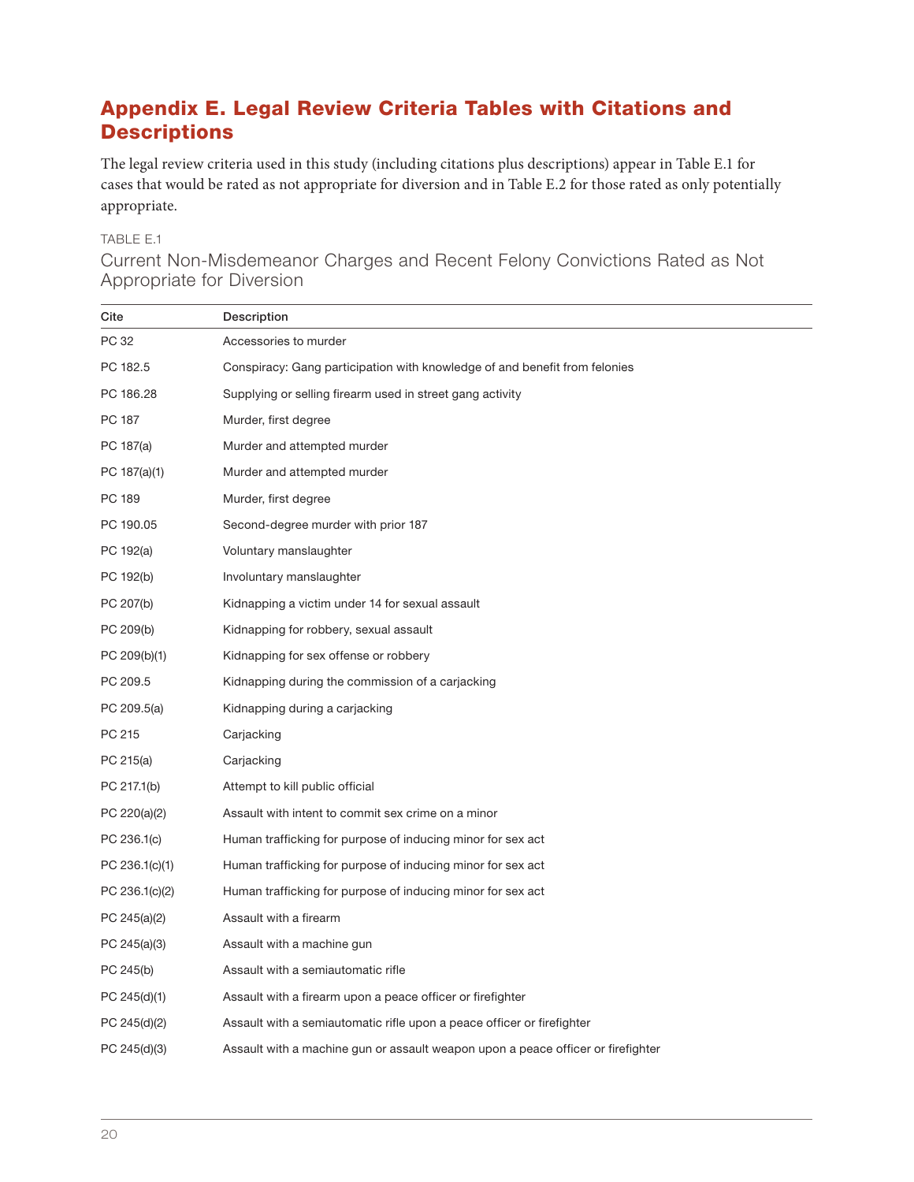## Appendix E. Legal Review Criteria Tables with Citations and Descriptions

The legal review criteria used in this study (including citations plus descriptions) appear in Table E.1 for cases that would be rated as not appropriate for diversion and in Table E.2 for those rated as only potentially appropriate.

TABLE E.1

Current Non-Misdemeanor Charges and Recent Felony Convictions Rated as Not Appropriate for Diversion

| Cite | Description |
|---|---|
| PC 32 | Accessories to murder |
| PC 182.5 | Conspiracy: Gang participation with knowledge of and benefit from felonies |
| PC 186.28 | Supplying or selling firearm used in street gang activity |
| PC 187 | Murder, first degree |
| PC 187(a) | Murder and attempted murder |
| PC 187(a)(1) | Murder and attempted murder |
| PC 189 | Murder, first degree |
| PC 190.05 | Second-degree murder with prior 187 |
| PC 192(a) | Voluntary manslaughter |
| PC 192(b) | Involuntary manslaughter |
| PC 207(b) | Kidnapping a victim under 14 for sexual assault |
| PC 209(b) | Kidnapping for robbery, sexual assault |
| PC 209(b)(1) | Kidnapping for sex offense or robbery |
| PC 209.5 | Kidnapping during the commission of a carjacking |
| PC 209.5(a) | Kidnapping during a carjacking |
| PC 215 | Carjacking |
| PC 215(a) | Carjacking |
| PC 217.1(b) | Attempt to kill public official |
| PC 220(a)(2) | Assault with intent to commit sex crime on a minor |
| PC 236.1(c) | Human trafficking for purpose of inducing minor for sex act |
| PC 236.1(c)(1) | Human trafficking for purpose of inducing minor for sex act |
| PC 236.1(c)(2) | Human trafficking for purpose of inducing minor for sex act |
| PC 245(a)(2) | Assault with a firearm |
| PC 245(a)(3) | Assault with a machine gun |
| PC 245(b) | Assault with a semiautomatic rifle |
| PC 245(d)(1) | Assault with a firearm upon a peace officer or firefighter |
| PC 245(d)(2) | Assault with a semiautomatic rifle upon a peace officer or firefighter |
| PC 245(d)(3) | Assault with a machine gun or assault weapon upon a peace officer or firefighter |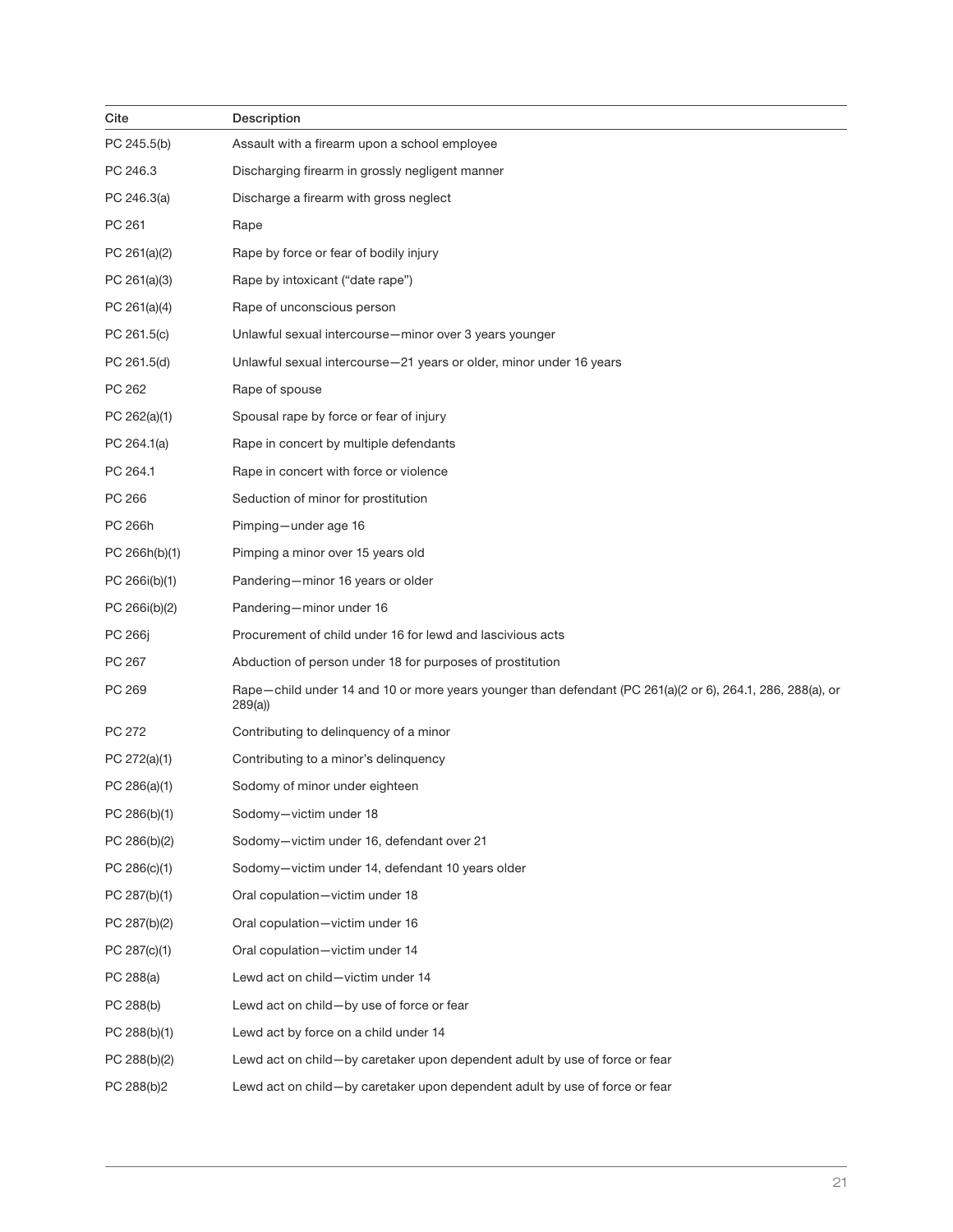| Cite | Description |
|---|---|
| PC 245.5(b) | Assault with a firearm upon a school employee |
| PC 246.3 | Discharging firearm in grossly negligent manner |
| PC 246.3(a) | Discharge a firearm with gross neglect |
| PC 261 | Rape |
| PC 261(a)(2) | Rape by force or fear of bodily injury |
| PC 261(a)(3) | Rape by intoxicant ("date rape") |
| PC 261(a)(4) | Rape of unconscious person |
| PC 261.5(c) | Unlawful sexual intercourse—minor over 3 years younger |
| PC 261.5(d) | Unlawful sexual intercourse—21 years or older, minor under 16 years |
| PC 262 | Rape of spouse |
| PC 262(a)(1) | Spousal rape by force or fear of injury |
| PC 264.1(a) | Rape in concert by multiple defendants |
| PC 264.1 | Rape in concert with force or violence |
| PC 266 | Seduction of minor for prostitution |
| PC 266h | Pimping—under age 16 |
| PC 266h(b)(1) | Pimping a minor over 15 years old |
| PC 266i(b)(1) | Pandering—minor 16 years or older |
| PC 266i(b)(2) | Pandering—minor under 16 |
| PC 266j | Procurement of child under 16 for lewd and lascivious acts |
| PC 267 | Abduction of person under 18 for purposes of prostitution |
| PC 269 | Rape—child under 14 and 10 or more years younger than defendant (PC 261(a)(2 or 6), 264.1, 286, 288(a), or 289(a)) |
| PC 272 | Contributing to delinquency of a minor |
| PC 272(a)(1) | Contributing to a minor's delinquency |
| PC 286(a)(1) | Sodomy of minor under eighteen |
| PC 286(b)(1) | Sodomy—victim under 18 |
| PC 286(b)(2) | Sodomy—victim under 16, defendant over 21 |
| PC 286(c)(1) | Sodomy—victim under 14, defendant 10 years older |
| PC 287(b)(1) | Oral copulation—victim under 18 |
| PC 287(b)(2) | Oral copulation—victim under 16 |
| PC 287(c)(1) | Oral copulation—victim under 14 |
| PC 288(a) | Lewd act on child—victim under 14 |
| PC 288(b) | Lewd act on child—by use of force or fear |
| PC 288(b)(1) | Lewd act by force on a child under 14 |
| PC 288(b)(2) | Lewd act on child—by caretaker upon dependent adult by use of force or fear |
| PC 288(b)2 | Lewd act on child—by caretaker upon dependent adult by use of force or fear |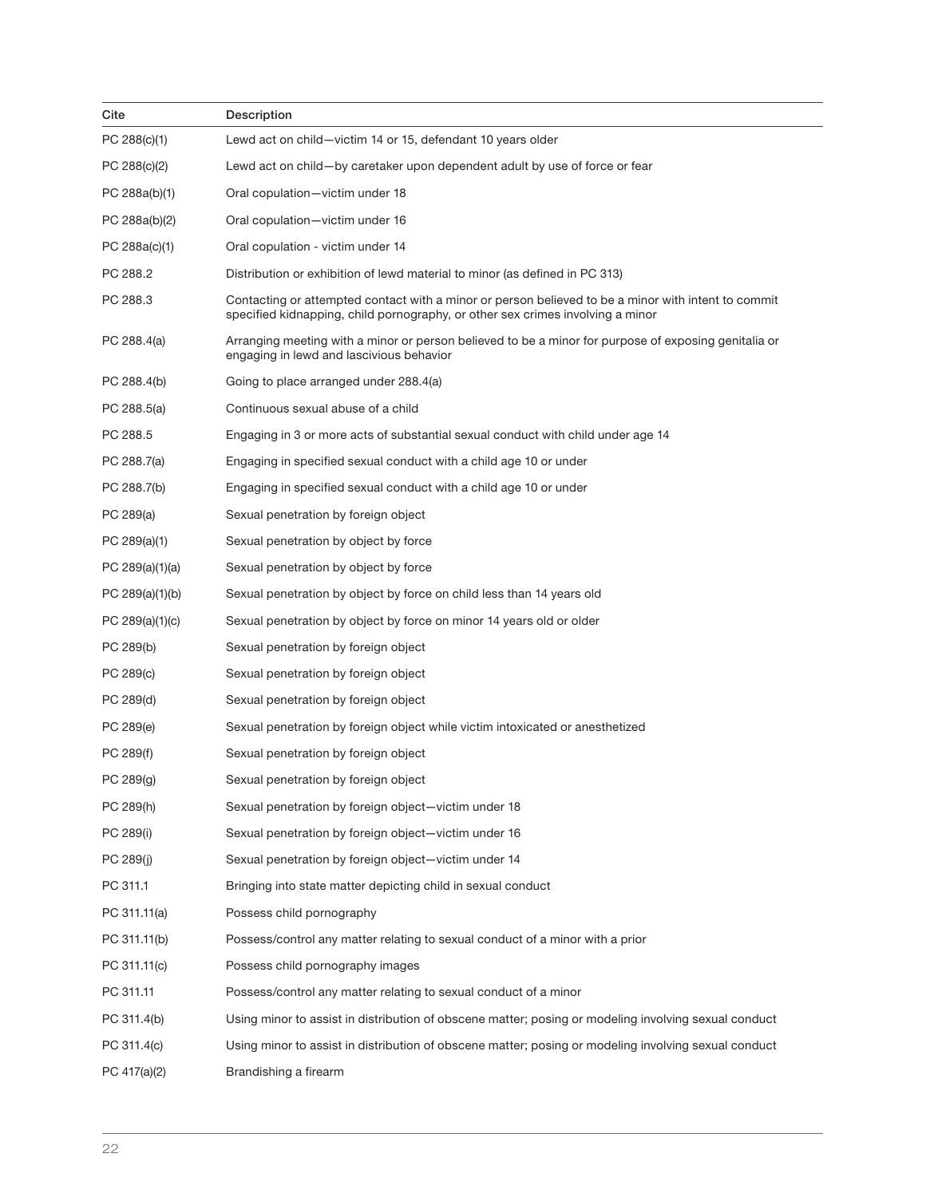| Cite | Description |
| --- | --- |
| PC 288(c)(1) | Lewd act on child—victim 14 or 15, defendant 10 years older |
| PC 288(c)(2) | Lewd act on child—by caretaker upon dependent adult by use of force or fear |
| PC 288a(b)(1) | Oral copulation—victim under 18 |
| PC 288a(b)(2) | Oral copulation—victim under 16 |
| PC 288a(c)(1) | Oral copulation - victim under 14 |
| PC 288.2 | Distribution or exhibition of lewd material to minor (as defined in PC 313) |
| PC 288.3 | Contacting or attempted contact with a minor or person believed to be a minor with intent to commit specified kidnapping, child pornography, or other sex crimes involving a minor |
| PC 288.4(a) | Arranging meeting with a minor or person believed to be a minor for purpose of exposing genitalia or engaging in lewd and lascivious behavior |
| PC 288.4(b) | Going to place arranged under 288.4(a) |
| PC 288.5(a) | Continuous sexual abuse of a child |
| PC 288.5 | Engaging in 3 or more acts of substantial sexual conduct with child under age 14 |
| PC 288.7(a) | Engaging in specified sexual conduct with a child age 10 or under |
| PC 288.7(b) | Engaging in specified sexual conduct with a child age 10 or under |
| PC 289(a) | Sexual penetration by foreign object |
| PC 289(a)(1) | Sexual penetration by object by force |
| PC 289(a)(1)(a) | Sexual penetration by object by force |
| PC 289(a)(1)(b) | Sexual penetration by object by force on child less than 14 years old |
| PC 289(a)(1)(c) | Sexual penetration by object by force on minor 14 years old or older |
| PC 289(b) | Sexual penetration by foreign object |
| PC 289(c) | Sexual penetration by foreign object |
| PC 289(d) | Sexual penetration by foreign object |
| PC 289(e) | Sexual penetration by foreign object while victim intoxicated or anesthetized |
| PC 289(f) | Sexual penetration by foreign object |
| PC 289(g) | Sexual penetration by foreign object |
| PC 289(h) | Sexual penetration by foreign object—victim under 18 |
| PC 289(i) | Sexual penetration by foreign object—victim under 16 |
| PC 289(j) | Sexual penetration by foreign object—victim under 14 |
| PC 311.1 | Bringing into state matter depicting child in sexual conduct |
| PC 311.11(a) | Possess child pornography |
| PC 311.11(b) | Possess/control any matter relating to sexual conduct of a minor with a prior |
| PC 311.11(c) | Possess child pornography images |
| PC 311.11 | Possess/control any matter relating to sexual conduct of a minor |
| PC 311.4(b) | Using minor to assist in distribution of obscene matter; posing or modeling involving sexual conduct |
| PC 311.4(c) | Using minor to assist in distribution of obscene matter; posing or modeling involving sexual conduct |
| PC 417(a)(2) | Brandishing a firearm |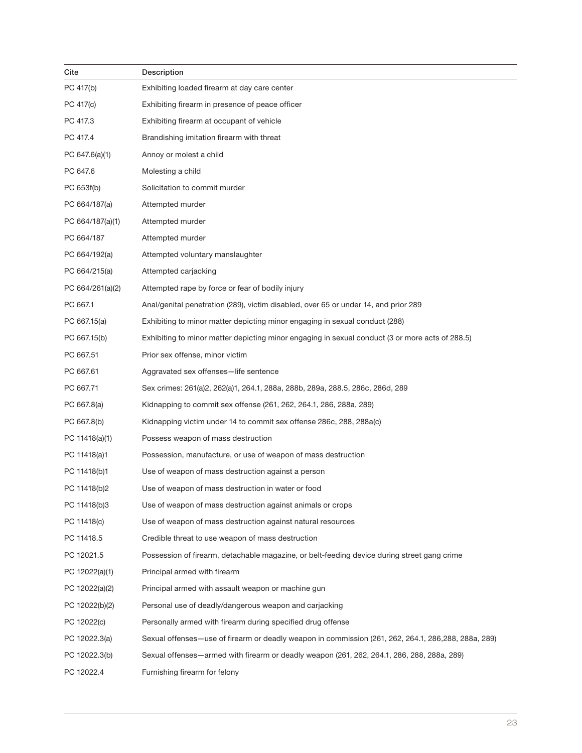| Cite | Description |
|---|---|
| PC 417(b) | Exhibiting loaded firearm at day care center |
| PC 417(c) | Exhibiting firearm in presence of peace officer |
| PC 417.3 | Exhibiting firearm at occupant of vehicle |
| PC 417.4 | Brandishing imitation firearm with threat |
| PC 647.6(a)(1) | Annoy or molest a child |
| PC 647.6 | Molesting a child |
| PC 653f(b) | Solicitation to commit murder |
| PC 664/187(a) | Attempted murder |
| PC 664/187(a)(1) | Attempted murder |
| PC 664/187 | Attempted murder |
| PC 664/192(a) | Attempted voluntary manslaughter |
| PC 664/215(a) | Attempted carjacking |
| PC 664/261(a)(2) | Attempted rape by force or fear of bodily injury |
| PC 667.1 | Anal/genital penetration (289), victim disabled, over 65 or under 14, and prior 289 |
| PC 667.15(a) | Exhibiting to minor matter depicting minor engaging in sexual conduct (288) |
| PC 667.15(b) | Exhibiting to minor matter depicting minor engaging in sexual conduct (3 or more acts of 288.5) |
| PC 667.51 | Prior sex offense, minor victim |
| PC 667.61 | Aggravated sex offenses—life sentence |
| PC 667.71 | Sex crimes: 261(a)2, 262(a)1, 264.1, 288a, 288b, 289a, 288.5, 286c, 286d, 289 |
| PC 667.8(a) | Kidnapping to commit sex offense (261, 262, 264.1, 286, 288a, 289) |
| PC 667.8(b) | Kidnapping victim under 14 to commit sex offense 286c, 288, 288a(c) |
| PC 11418(a)(1) | Possess weapon of mass destruction |
| PC 11418(a)1 | Possession, manufacture, or use of weapon of mass destruction |
| PC 11418(b)1 | Use of weapon of mass destruction against a person |
| PC 11418(b)2 | Use of weapon of mass destruction in water or food |
| PC 11418(b)3 | Use of weapon of mass destruction against animals or crops |
| PC 11418(c) | Use of weapon of mass destruction against natural resources |
| PC 11418.5 | Credible threat to use weapon of mass destruction |
| PC 12021.5 | Possession of firearm, detachable magazine, or belt-feeding device during street gang crime |
| PC 12022(a)(1) | Principal armed with firearm |
| PC 12022(a)(2) | Principal armed with assault weapon or machine gun |
| PC 12022(b)(2) | Personal use of deadly/dangerous weapon and carjacking |
| PC 12022(c) | Personally armed with firearm during specified drug offense |
| PC 12022.3(a) | Sexual offenses—use of firearm or deadly weapon in commission (261, 262, 264.1, 286,288, 288a, 289) |
| PC 12022.3(b) | Sexual offenses—armed with firearm or deadly weapon (261, 262, 264.1, 286, 288, 288a, 289) |
| PC 12022.4 | Furnishing firearm for felony |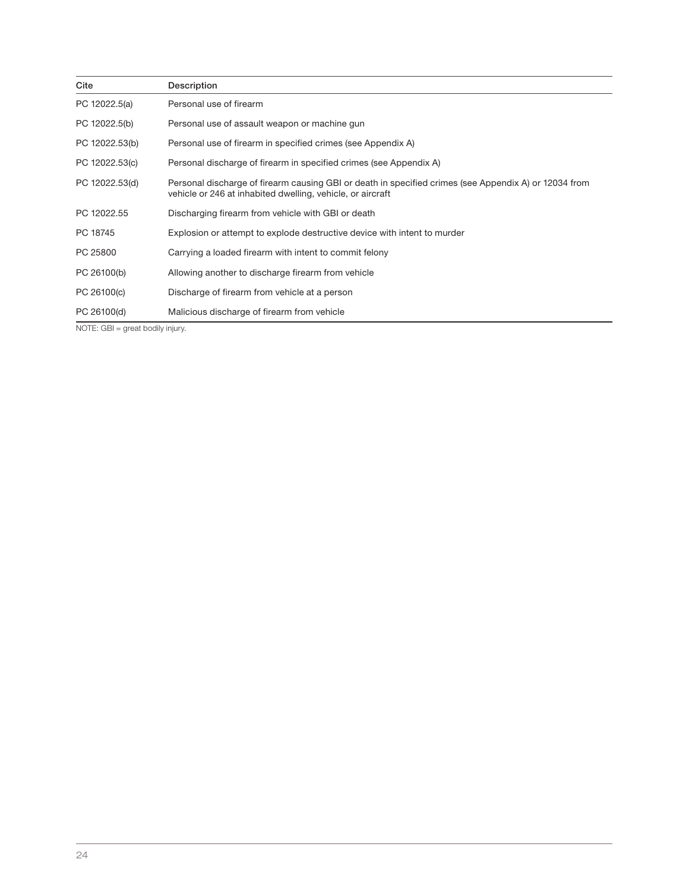| Cite | Description |
| --- | --- |
| PC 12022.5(a) | Personal use of firearm |
| PC 12022.5(b) | Personal use of assault weapon or machine gun |
| PC 12022.53(b) | Personal use of firearm in specified crimes (see Appendix A) |
| PC 12022.53(c) | Personal discharge of firearm in specified crimes (see Appendix A) |
| PC 12022.53(d) | Personal discharge of firearm causing GBI or death in specified crimes (see Appendix A) or 12034 from vehicle or 246 at inhabited dwelling, vehicle, or aircraft |
| PC 12022.55 | Discharging firearm from vehicle with GBI or death |
| PC 18745 | Explosion or attempt to explode destructive device with intent to murder |
| PC 25800 | Carrying a loaded firearm with intent to commit felony |
| PC 26100(b) | Allowing another to discharge firearm from vehicle |
| PC 26100(c) | Discharge of firearm from vehicle at a person |
| PC 26100(d) | Malicious discharge of firearm from vehicle |

NOTE: GBI = great bodily injury.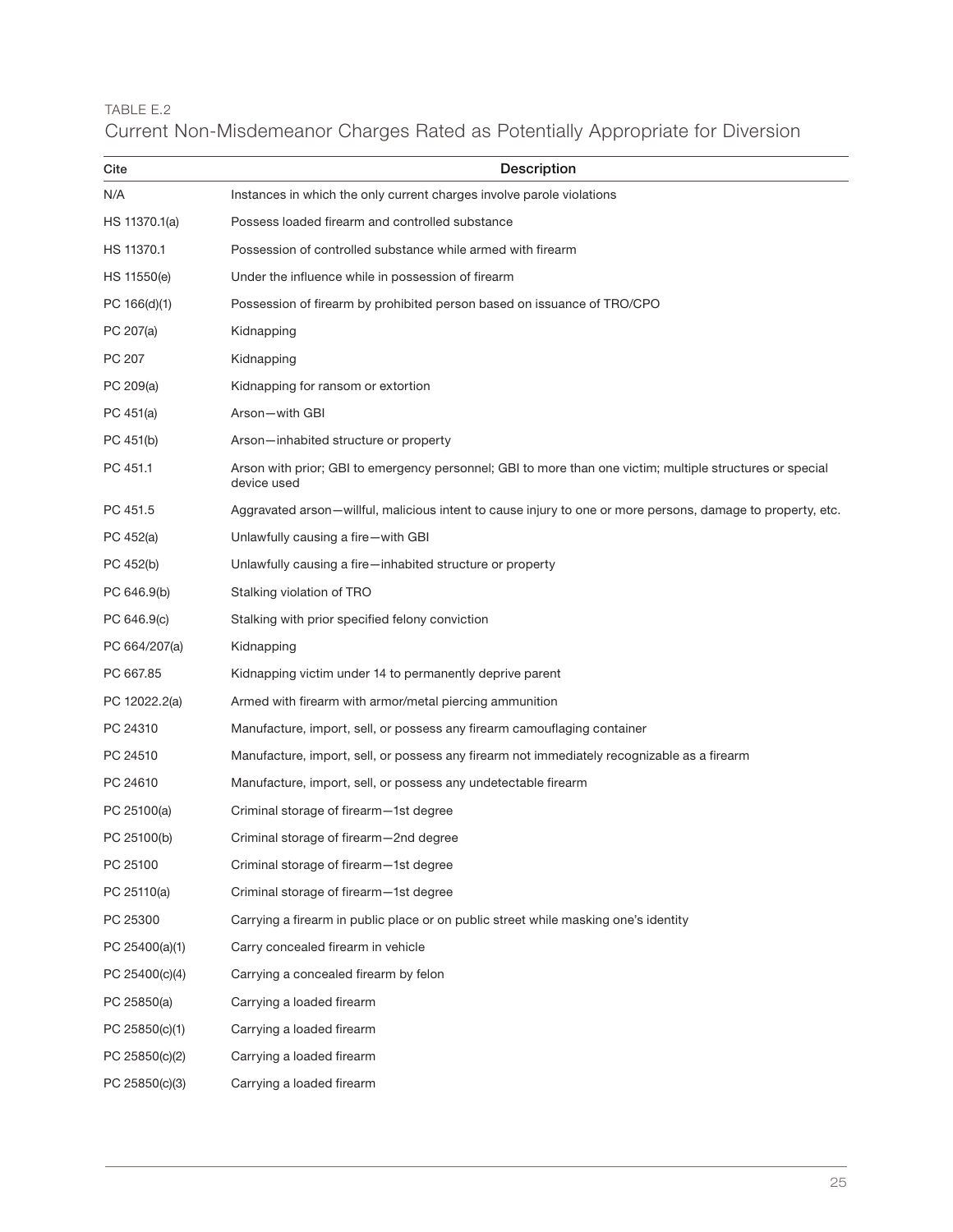TABLE E.2

Current Non-Misdemeanor Charges Rated as Potentially Appropriate for Diversion

| Cite | Description |
|---|---|
| N/A | Instances in which the only current charges involve parole violations |
| HS 11370.1(a) | Possess loaded firearm and controlled substance |
| HS 11370.1 | Possession of controlled substance while armed with firearm |
| HS 11550(e) | Under the influence while in possession of firearm |
| PC 166(d)(1) | Possession of firearm by prohibited person based on issuance of TRO/CPO |
| PC 207(a) | Kidnapping |
| PC 207 | Kidnapping |
| PC 209(a) | Kidnapping for ransom or extortion |
| PC 451(a) | Arson—with GBI |
| PC 451(b) | Arson—inhabited structure or property |
| PC 451.1 | Arson with prior; GBI to emergency personnel; GBI to more than one victim; multiple structures or special device used |
| PC 451.5 | Aggravated arson—willful, malicious intent to cause injury to one or more persons, damage to property, etc. |
| PC 452(a) | Unlawfully causing a fire—with GBI |
| PC 452(b) | Unlawfully causing a fire—inhabited structure or property |
| PC 646.9(b) | Stalking violation of TRO |
| PC 646.9(c) | Stalking with prior specified felony conviction |
| PC 664/207(a) | Kidnapping |
| PC 667.85 | Kidnapping victim under 14 to permanently deprive parent |
| PC 12022.2(a) | Armed with firearm with armor/metal piercing ammunition |
| PC 24310 | Manufacture, import, sell, or possess any firearm camouflaging container |
| PC 24510 | Manufacture, import, sell, or possess any firearm not immediately recognizable as a firearm |
| PC 24610 | Manufacture, import, sell, or possess any undetectable firearm |
| PC 25100(a) | Criminal storage of firearm—1st degree |
| PC 25100(b) | Criminal storage of firearm—2nd degree |
| PC 25100 | Criminal storage of firearm—1st degree |
| PC 25110(a) | Criminal storage of firearm—1st degree |
| PC 25300 | Carrying a firearm in public place or on public street while masking one's identity |
| PC 25400(a)(1) | Carry concealed firearm in vehicle |
| PC 25400(c)(4) | Carrying a concealed firearm by felon |
| PC 25850(a) | Carrying a loaded firearm |
| PC 25850(c)(1) | Carrying a loaded firearm |
| PC 25850(c)(2) | Carrying a loaded firearm |
| PC 25850(c)(3) | Carrying a loaded firearm |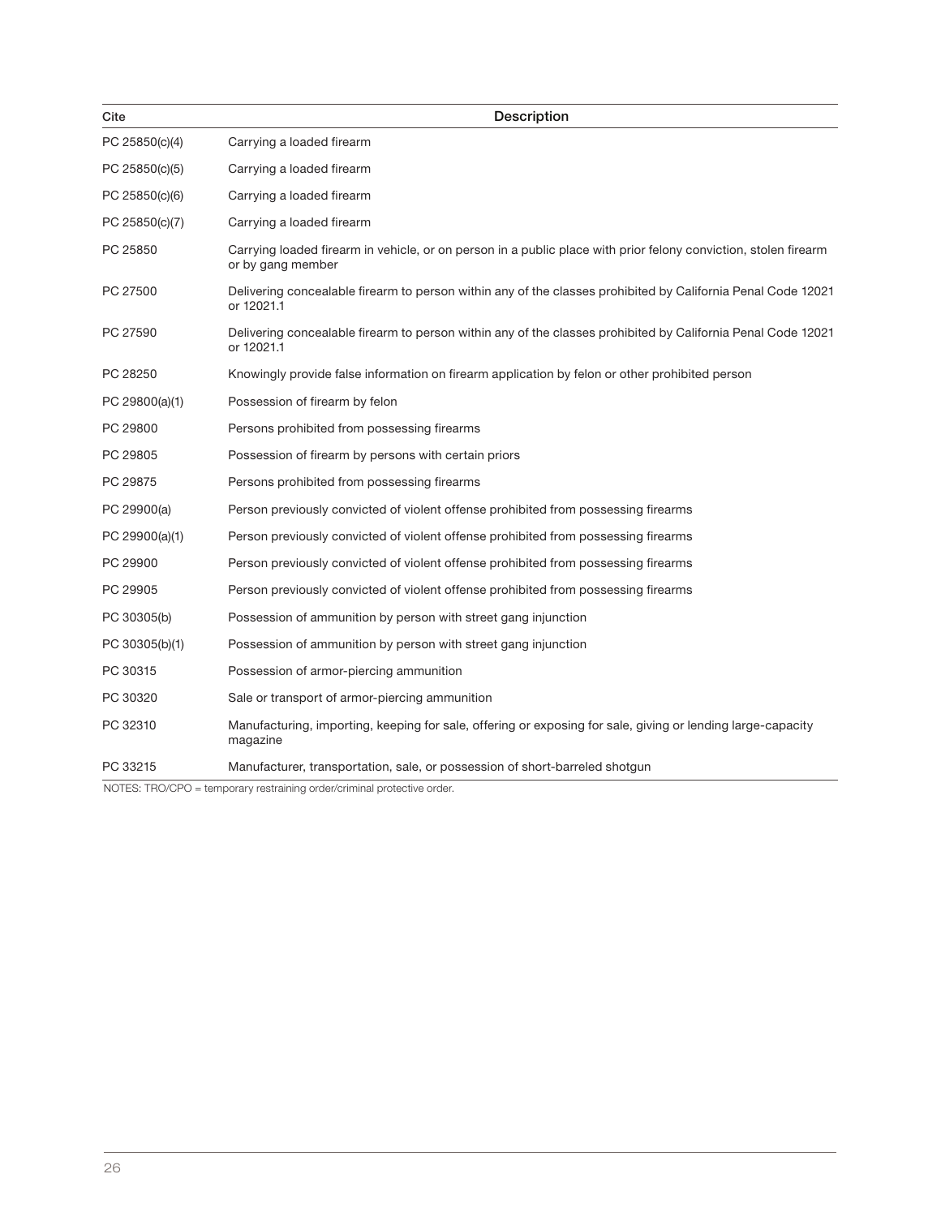| Cite | Description |
| --- | --- |
| PC 25850(c)(4) | Carrying a loaded firearm |
| PC 25850(c)(5) | Carrying a loaded firearm |
| PC 25850(c)(6) | Carrying a loaded firearm |
| PC 25850(c)(7) | Carrying a loaded firearm |
| PC 25850 | Carrying loaded firearm in vehicle, or on person in a public place with prior felony conviction, stolen firearm or by gang member |
| PC 27500 | Delivering concealable firearm to person within any of the classes prohibited by California Penal Code 12021 or 12021.1 |
| PC 27590 | Delivering concealable firearm to person within any of the classes prohibited by California Penal Code 12021 or 12021.1 |
| PC 28250 | Knowingly provide false information on firearm application by felon or other prohibited person |
| PC 29800(a)(1) | Possession of firearm by felon |
| PC 29800 | Persons prohibited from possessing firearms |
| PC 29805 | Possession of firearm by persons with certain priors |
| PC 29875 | Persons prohibited from possessing firearms |
| PC 29900(a) | Person previously convicted of violent offense prohibited from possessing firearms |
| PC 29900(a)(1) | Person previously convicted of violent offense prohibited from possessing firearms |
| PC 29900 | Person previously convicted of violent offense prohibited from possessing firearms |
| PC 29905 | Person previously convicted of violent offense prohibited from possessing firearms |
| PC 30305(b) | Possession of ammunition by person with street gang injunction |
| PC 30305(b)(1) | Possession of ammunition by person with street gang injunction |
| PC 30315 | Possession of armor-piercing ammunition |
| PC 30320 | Sale or transport of armor-piercing ammunition |
| PC 32310 | Manufacturing, importing, keeping for sale, offering or exposing for sale, giving or lending large-capacity magazine |
| PC 33215 | Manufacturer, transportation, sale, or possession of short-barreled shotgun |

NOTES: TRO/CPO = temporary restraining order/criminal protective order.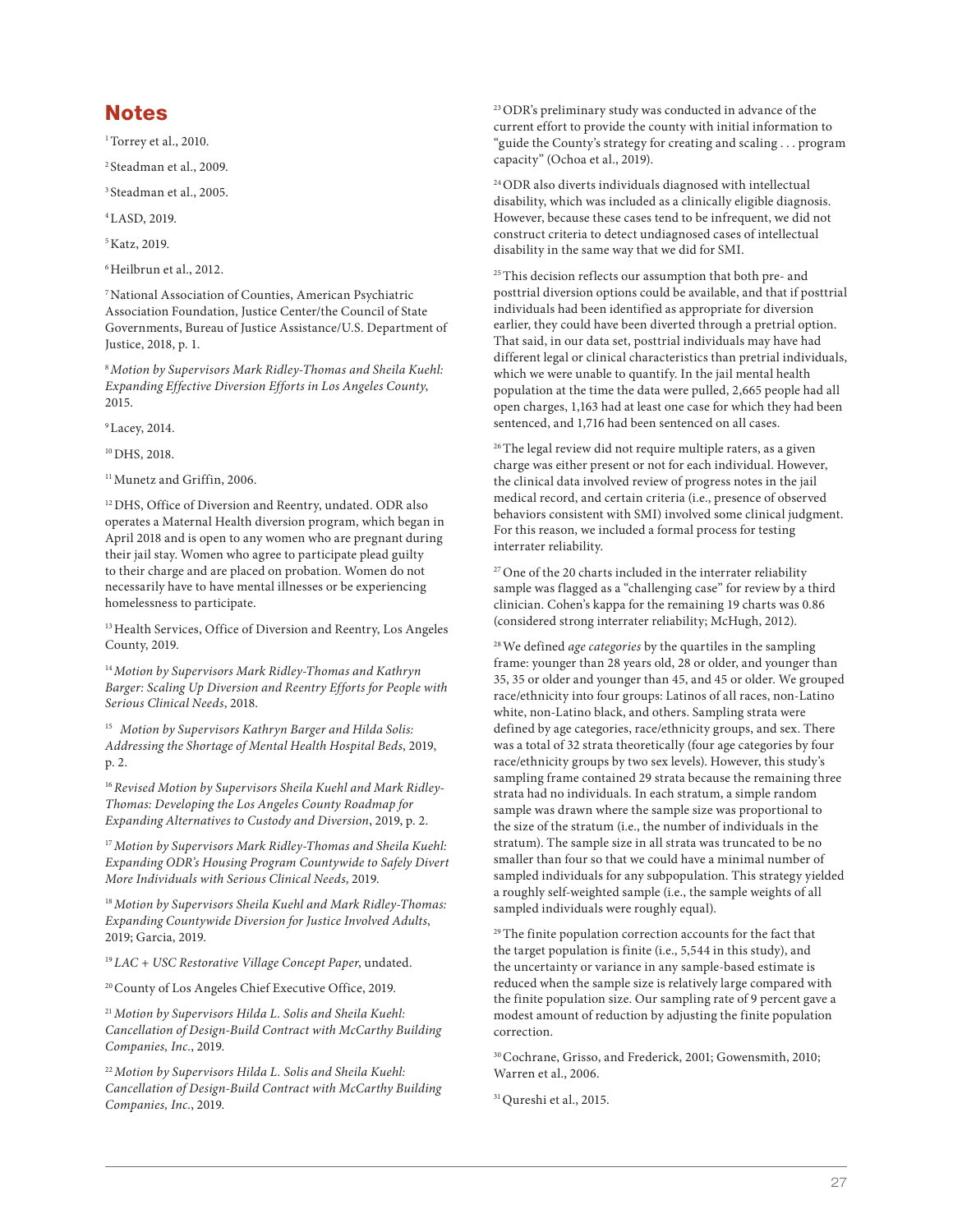## Notes

[1] Torrey et al., 2010.

[2] Steadman et al., 2009.

[3] Steadman et al., 2005.

[4] LASD, 2019.

[5] Katz, 2019.

[6] Heilbrun et al., 2012.

[7] National Association of Counties, American Psychiatric Association Foundation, Justice Center/the Council of State Governments, Bureau of Justice Assistance/U.S. Department of Justice, 2018, p. 1.

[8] *Motion by Supervisors Mark Ridley-Thomas and Sheila Kuehl: Expanding Effective Diversion Efforts in Los Angeles County*, 2015.

[9] Lacey, 2014.

[10] DHS, 2018.

[11] Munetz and Griffin, 2006.

[12] DHS, Office of Diversion and Reentry, undated. ODR also operates a Maternal Health diversion program, which began in April 2018 and is open to any women who are pregnant during their jail stay. Women who agree to participate plead guilty to their charge and are placed on probation. Women do not necessarily have to have mental illnesses or be experiencing homelessness to participate.

[13] Health Services, Office of Diversion and Reentry, Los Angeles County, 2019.

[14] *Motion by Supervisors Mark Ridley-Thomas and Kathryn Barger: Scaling Up Diversion and Reentry Efforts for People with Serious Clinical Needs*, 2018.

[15] *Motion by Supervisors Kathryn Barger and Hilda Solis: Addressing the Shortage of Mental Health Hospital Beds*, 2019, p. 2.

[16] *Revised Motion by Supervisors Sheila Kuehl and Mark Ridley-Thomas: Developing the Los Angeles County Roadmap for Expanding Alternatives to Custody and Diversion*, 2019, p. 2.

[17] *Motion by Supervisors Mark Ridley-Thomas and Sheila Kuehl: Expanding ODR's Housing Program Countywide to Safely Divert More Individuals with Serious Clinical Needs*, 2019.

[18] *Motion by Supervisors Sheila Kuehl and Mark Ridley-Thomas: Expanding Countywide Diversion for Justice Involved Adults*, 2019; Garcia, 2019.

[19] *LAC + USC Restorative Village Concept Paper*, undated.

[20] County of Los Angeles Chief Executive Office, 2019.

[21] *Motion by Supervisors Hilda L. Solis and Sheila Kuehl: Cancellation of Design-Build Contract with McCarthy Building Companies, Inc.*, 2019.

[22] *Motion by Supervisors Hilda L. Solis and Sheila Kuehl: Cancellation of Design-Build Contract with McCarthy Building Companies, Inc.*, 2019.

[23] ODR's preliminary study was conducted in advance of the current effort to provide the county with initial information to "guide the County's strategy for creating and scaling . . . program capacity" (Ochoa et al., 2019).

[24] ODR also diverts individuals diagnosed with intellectual disability, which was included as a clinically eligible diagnosis. However, because these cases tend to be infrequent, we did not construct criteria to detect undiagnosed cases of intellectual disability in the same way that we did for SMI.

[25] This decision reflects our assumption that both pre- and posttrial diversion options could be available, and that if posttrial individuals had been identified as appropriate for diversion earlier, they could have been diverted through a pretrial option. That said, in our data set, posttrial individuals may have had different legal or clinical characteristics than pretrial individuals, which we were unable to quantify. In the jail mental health population at the time the data were pulled, 2,665 people had all open charges, 1,163 had at least one case for which they had been sentenced, and 1,716 had been sentenced on all cases.

[26] The legal review did not require multiple raters, as a given charge was either present or not for each individual. However, the clinical data involved review of progress notes in the jail medical record, and certain criteria (i.e., presence of observed behaviors consistent with SMI) involved some clinical judgment. For this reason, we included a formal process for testing interrater reliability.

[27] One of the 20 charts included in the interrater reliability sample was flagged as a "challenging case" for review by a third clinician. Cohen's kappa for the remaining 19 charts was 0.86 (considered strong interrater reliability; McHugh, 2012).

[28] We defined *age categories* by the quartiles in the sampling frame: younger than 28 years old, 28 or older, and younger than 35, 35 or older and younger than 45, and 45 or older. We grouped race/ethnicity into four groups: Latinos of all races, non-Latino white, non-Latino black, and others. Sampling strata were defined by age categories, race/ethnicity groups, and sex. There was a total of 32 strata theoretically (four age categories by four race/ethnicity groups by two sex levels). However, this study's sampling frame contained 29 strata because the remaining three strata had no individuals. In each stratum, a simple random sample was drawn where the sample size was proportional to the size of the stratum (i.e., the number of individuals in the stratum). The sample size in all strata was truncated to be no smaller than four so that we could have a minimal number of sampled individuals for any subpopulation. This strategy yielded a roughly self-weighted sample (i.e., the sample weights of all sampled individuals were roughly equal).

[29] The finite population correction accounts for the fact that the target population is finite (i.e., 5,544 in this study), and the uncertainty or variance in any sample-based estimate is reduced when the sample size is relatively large compared with the finite population size. Our sampling rate of 9 percent gave a modest amount of reduction by adjusting the finite population correction.

[30] Cochrane, Grisso, and Frederick, 2001; Gowensmith, 2010; Warren et al., 2006.

[31] Qureshi et al., 2015.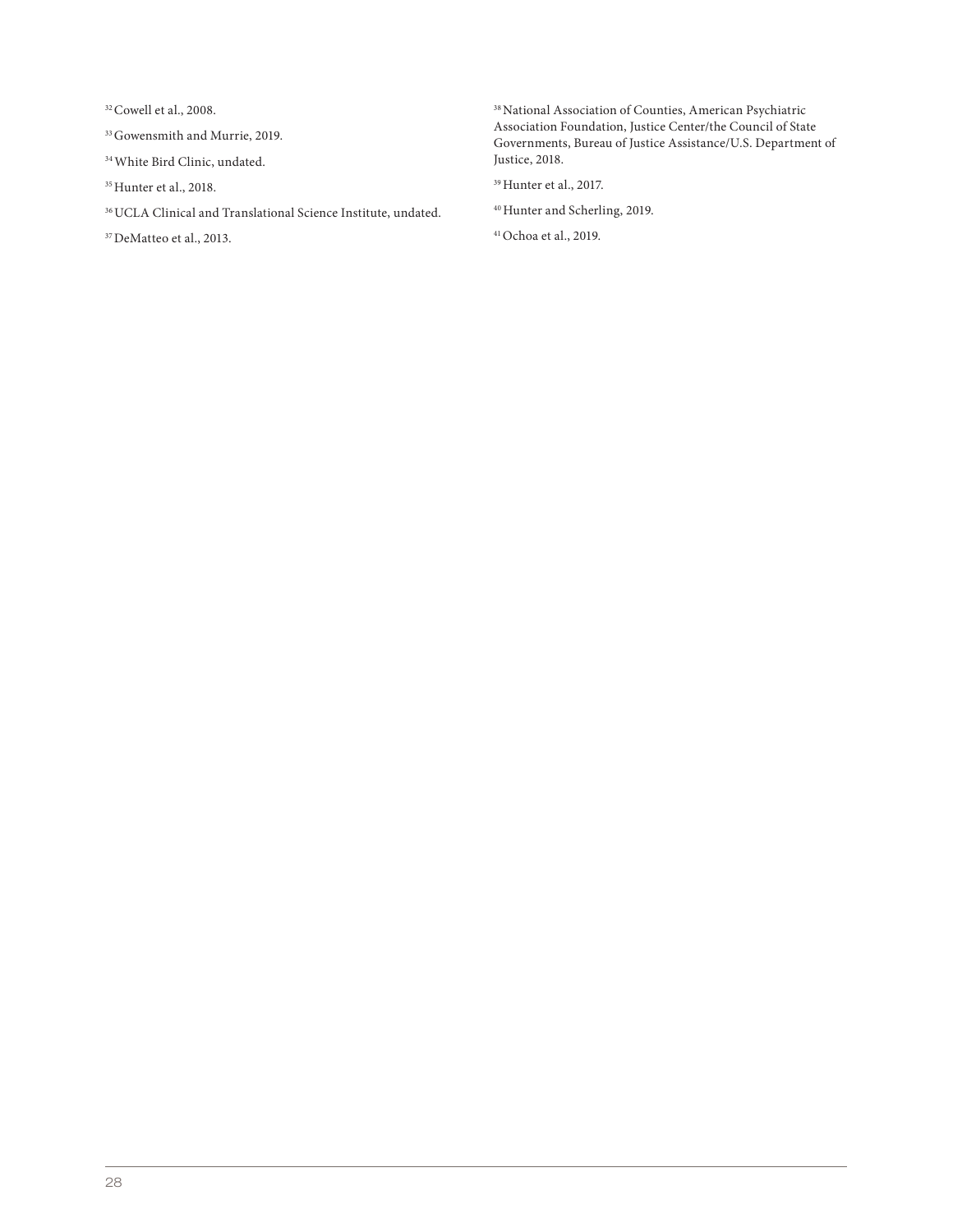[32] Cowell et al., 2008.

[33] Gowensmith and Murrie, 2019.

[34] White Bird Clinic, undated.

[35] Hunter et al., 2018.

[36] UCLA Clinical and Translational Science Institute, undated.

[37] DeMatteo et al., 2013.

[38] National Association of Counties, American Psychiatric Association Foundation, Justice Center/the Council of State Governments, Bureau of Justice Assistance/U.S. Department of Justice, 2018.

[39] Hunter et al., 2017.

[40] Hunter and Scherling, 2019.

[41] Ochoa et al., 2019.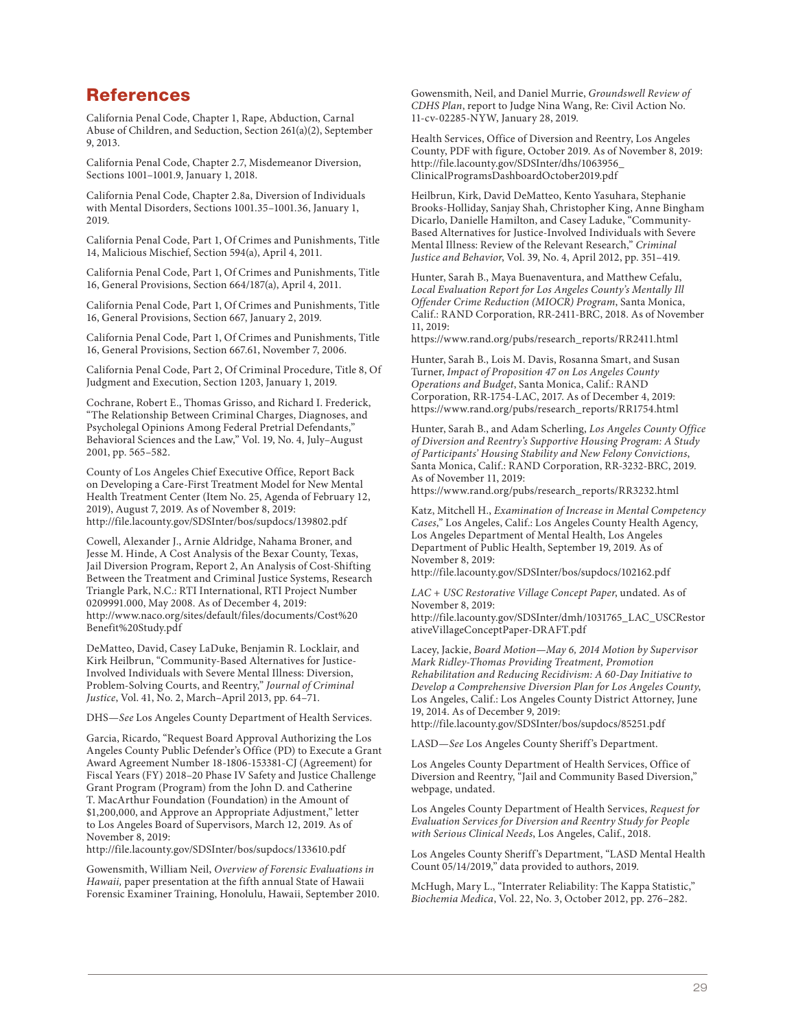## References

California Penal Code, Chapter 1, Rape, Abduction, Carnal Abuse of Children, and Seduction, Section 261(a)(2), September 9, 2013.

California Penal Code, Chapter 2.7, Misdemeanor Diversion, Sections 1001–1001.9, January 1, 2018.

California Penal Code, Chapter 2.8a, Diversion of Individuals with Mental Disorders, Sections 1001.35–1001.36, January 1, 2019.

California Penal Code, Part 1, Of Crimes and Punishments, Title 14, Malicious Mischief, Section 594(a), April 4, 2011.

California Penal Code, Part 1, Of Crimes and Punishments, Title 16, General Provisions, Section 664/187(a), April 4, 2011.

California Penal Code, Part 1, Of Crimes and Punishments, Title 16, General Provisions, Section 667, January 2, 2019.

California Penal Code, Part 1, Of Crimes and Punishments, Title 16, General Provisions, Section 667.61, November 7, 2006.

California Penal Code, Part 2, Of Criminal Procedure, Title 8, Of Judgment and Execution, Section 1203, January 1, 2019.

Cochrane, Robert E., Thomas Grisso, and Richard I. Frederick, "The Relationship Between Criminal Charges, Diagnoses, and Psycholegal Opinions Among Federal Pretrial Defendants," Behavioral Sciences and the Law," Vol. 19, No. 4, July–August 2001, pp. 565–582.

County of Los Angeles Chief Executive Office, Report Back on Developing a Care-First Treatment Model for New Mental Health Treatment Center (Item No. 25, Agenda of February 12, 2019), August 7, 2019. As of November 8, 2019: http://file.lacounty.gov/SDSInter/bos/supdocs/139802.pdf

Cowell, Alexander J., Arnie Aldridge, Nahama Broner, and Jesse M. Hinde, A Cost Analysis of the Bexar County, Texas, Jail Diversion Program, Report 2, An Analysis of Cost-Shifting Between the Treatment and Criminal Justice Systems, Research Triangle Park, N.C.: RTI International, RTI Project Number 0209991.000, May 2008. As of December 4, 2019: http://www.naco.org/sites/default/files/documents/Cost%20Benefit%20Study.pdf

DeMatteo, David, Casey LaDuke, Benjamin R. Locklair, and Kirk Heilbrun, "Community-Based Alternatives for Justice-Involved Individuals with Severe Mental Illness: Diversion, Problem-Solving Courts, and Reentry," *Journal of Criminal Justice*, Vol. 41, No. 2, March–April 2013, pp. 64–71.

DHS—*See* Los Angeles County Department of Health Services.

Garcia, Ricardo, "Request Board Approval Authorizing the Los Angeles County Public Defender's Office (PD) to Execute a Grant Award Agreement Number 18-1806-153381-CJ (Agreement) for Fiscal Years (FY) 2018–20 Phase IV Safety and Justice Challenge Grant Program (Program) from the John D. and Catherine T. MacArthur Foundation (Foundation) in the Amount of $1,200,000, and Approve an Appropriate Adjustment," letter to Los Angeles Board of Supervisors, March 12, 2019. As of November 8, 2019: http://file.lacounty.gov/SDSInter/bos/supdocs/133610.pdf

Gowensmith, William Neil, *Overview of Forensic Evaluations in Hawaii,* paper presentation at the fifth annual State of Hawaii Forensic Examiner Training, Honolulu, Hawaii, September 2010.

Gowensmith, Neil, and Daniel Murrie, *Groundswell Review of CDHS Plan*, report to Judge Nina Wang, Re: Civil Action No. 11-cv-02285-NYW, January 28, 2019.

Health Services, Office of Diversion and Reentry, Los Angeles County, PDF with figure, October 2019. As of November 8, 2019: http://file.lacounty.gov/SDSInter/dhs/1063956_ClinicalProgramsDashboardOctober2019.pdf

Heilbrun, Kirk, David DeMatteo, Kento Yasuhara, Stephanie Brooks-Holliday, Sanjay Shah, Christopher King, Anne Bingham Dicarlo, Danielle Hamilton, and Casey Laduke, "Community-Based Alternatives for Justice-Involved Individuals with Severe Mental Illness: Review of the Relevant Research," *Criminal Justice and Behavior*, Vol. 39, No. 4, April 2012, pp. 351–419.

Hunter, Sarah B., Maya Buenaventura, and Matthew Cefalu, *Local Evaluation Report for Los Angeles County's Mentally Ill Offender Crime Reduction (MIOCR) Program*, Santa Monica, Calif.: RAND Corporation, RR-2411-BRC, 2018. As of November 11, 2019: https://www.rand.org/pubs/research_reports/RR2411.html

Hunter, Sarah B., Lois M. Davis, Rosanna Smart, and Susan Turner, *Impact of Proposition 47 on Los Angeles County Operations and Budget*, Santa Monica, Calif.: RAND Corporation, RR-1754-LAC, 2017. As of December 4, 2019: https://www.rand.org/pubs/research_reports/RR1754.html

Hunter, Sarah B., and Adam Scherling, *Los Angeles County Office of Diversion and Reentry's Supportive Housing Program: A Study of Participants' Housing Stability and New Felony Convictions*, Santa Monica, Calif.: RAND Corporation, RR-3232-BRC, 2019. As of November 11, 2019: https://www.rand.org/pubs/research_reports/RR3232.html

Katz, Mitchell H., *Examination of Increase in Mental Competency Cases*," Los Angeles, Calif.: Los Angeles County Health Agency, Los Angeles Department of Mental Health, Los Angeles Department of Public Health, September 19, 2019. As of November 8, 2019: http://file.lacounty.gov/SDSInter/bos/supdocs/102162.pdf

*LAC + USC Restorative Village Concept Paper*, undated. As of November 8, 2019: http://file.lacounty.gov/SDSInter/dmh/1031765_LAC_USCRestorativeVillageConceptPaper-DRAFT.pdf

Lacey, Jackie, *Board Motion—May 6, 2014 Motion by Supervisor Mark Ridley-Thomas Providing Treatment, Promotion Rehabilitation and Reducing Recidivism: A 60-Day Initiative to Develop a Comprehensive Diversion Plan for Los Angeles County*, Los Angeles, Calif.: Los Angeles County District Attorney, June 19, 2014. As of December 9, 2019: http://file.lacounty.gov/SDSInter/bos/supdocs/85251.pdf

LASD—*See* Los Angeles County Sheriff's Department.

Los Angeles County Department of Health Services, Office of Diversion and Reentry, "Jail and Community Based Diversion," webpage, undated.

Los Angeles County Department of Health Services, *Request for Evaluation Services for Diversion and Reentry Study for People with Serious Clinical Needs*, Los Angeles, Calif., 2018.

Los Angeles County Sheriff's Department, "LASD Mental Health Count 05/14/2019," data provided to authors, 2019.

McHugh, Mary L., "Interrater Reliability: The Kappa Statistic," *Biochemia Medica*, Vol. 22, No. 3, October 2012, pp. 276–282.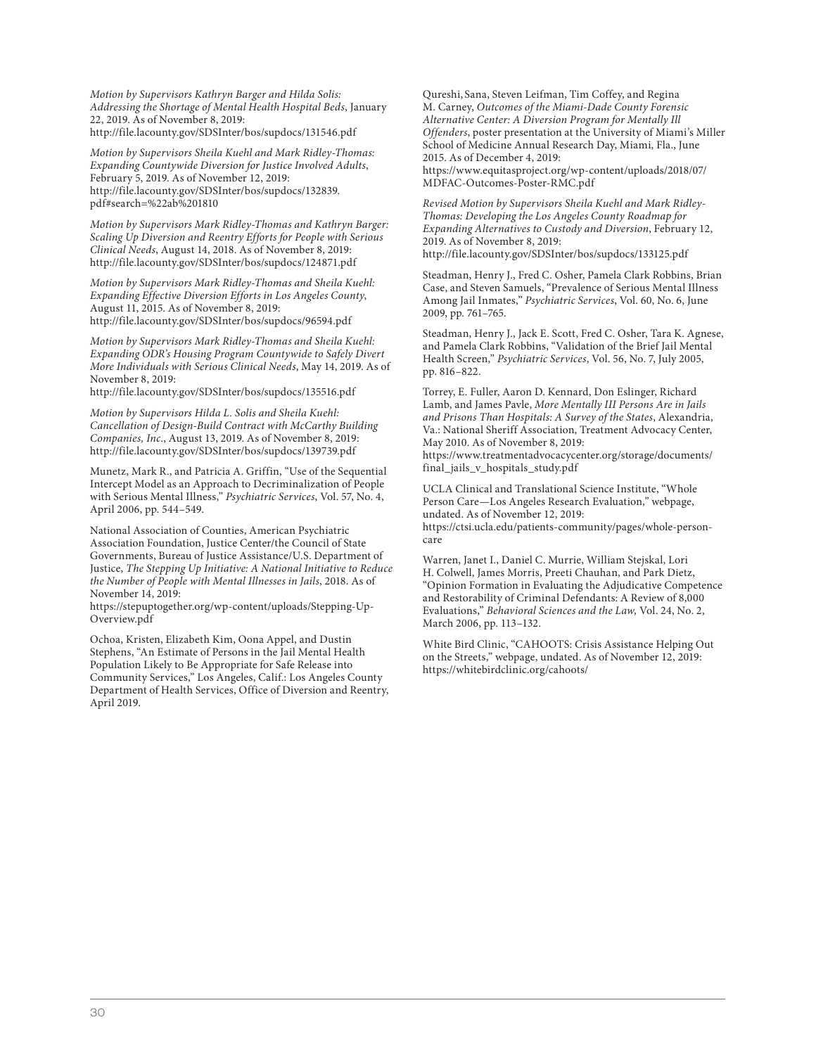*Motion by Supervisors Kathryn Barger and Hilda Solis: Addressing the Shortage of Mental Health Hospital Beds*, January 22, 2019. As of November 8, 2019:
http://file.lacounty.gov/SDSInter/bos/supdocs/131546.pdf

*Motion by Supervisors Sheila Kuehl and Mark Ridley-Thomas: Expanding Countywide Diversion for Justice Involved Adults*, February 5, 2019. As of November 12, 2019:
http://file.lacounty.gov/SDSInter/bos/supdocs/132839.pdf#search=%22ab%201810

*Motion by Supervisors Mark Ridley-Thomas and Kathryn Barger: Scaling Up Diversion and Reentry Efforts for People with Serious Clinical Needs*, August 14, 2018. As of November 8, 2019:
http://file.lacounty.gov/SDSInter/bos/supdocs/124871.pdf

*Motion by Supervisors Mark Ridley-Thomas and Sheila Kuehl: Expanding Effective Diversion Efforts in Los Angeles County*, August 11, 2015. As of November 8, 2019:
http://file.lacounty.gov/SDSInter/bos/supdocs/96594.pdf

*Motion by Supervisors Mark Ridley-Thomas and Sheila Kuehl: Expanding ODR's Housing Program Countywide to Safely Divert More Individuals with Serious Clinical Needs*, May 14, 2019. As of November 8, 2019:
http://file.lacounty.gov/SDSInter/bos/supdocs/135516.pdf

*Motion by Supervisors Hilda L. Solis and Sheila Kuehl: Cancellation of Design-Build Contract with McCarthy Building Companies, Inc.*, August 13, 2019. As of November 8, 2019:
http://file.lacounty.gov/SDSInter/bos/supdocs/139739.pdf

Munetz, Mark R., and Patricia A. Griffin, "Use of the Sequential Intercept Model as an Approach to Decriminalization of People with Serious Mental Illness," *Psychiatric Services*, Vol. 57, No. 4, April 2006, pp. 544–549.

National Association of Counties, American Psychiatric Association Foundation, Justice Center/the Council of State Governments, Bureau of Justice Assistance/U.S. Department of Justice, *The Stepping Up Initiative: A National Initiative to Reduce the Number of People with Mental Illnesses in Jails*, 2018. As of November 14, 2019:
https://stepuptogether.org/wp-content/uploads/Stepping-Up-Overview.pdf

Ochoa, Kristen, Elizabeth Kim, Oona Appel, and Dustin Stephens, "An Estimate of Persons in the Jail Mental Health Population Likely to Be Appropriate for Safe Release into Community Services," Los Angeles, Calif.: Los Angeles County Department of Health Services, Office of Diversion and Reentry, April 2019.

Qureshi, Sana, Steven Leifman, Tim Coffey, and Regina M. Carney, *Outcomes of the Miami-Dade County Forensic Alternative Center: A Diversion Program for Mentally Ill Offenders*, poster presentation at the University of Miami's Miller School of Medicine Annual Research Day, Miami, Fla., June 2015. As of December 4, 2019:
https://www.equitasproject.org/wp-content/uploads/2018/07/MDFAC-Outcomes-Poster-RMC.pdf

*Revised Motion by Supervisors Sheila Kuehl and Mark Ridley-Thomas: Developing the Los Angeles County Roadmap for Expanding Alternatives to Custody and Diversion*, February 12, 2019. As of November 8, 2019:
http://file.lacounty.gov/SDSInter/bos/supdocs/133125.pdf

Steadman, Henry J., Fred C. Osher, Pamela Clark Robbins, Brian Case, and Steven Samuels, "Prevalence of Serious Mental Illness Among Jail Inmates," *Psychiatric Services*, Vol. 60, No. 6, June 2009, pp. 761–765.

Steadman, Henry J., Jack E. Scott, Fred C. Osher, Tara K. Agnese, and Pamela Clark Robbins, "Validation of the Brief Jail Mental Health Screen," *Psychiatric Services*, Vol. 56, No. 7, July 2005, pp. 816–822.

Torrey, E. Fuller, Aaron D. Kennard, Don Eslinger, Richard Lamb, and James Pavle, *More Mentally Ill Persons Are in Jails and Prisons Than Hospitals: A Survey of the States*, Alexandria, Va.: National Sheriff Association, Treatment Advocacy Center, May 2010. As of November 8, 2019:
https://www.treatmentadvocacycenter.org/storage/documents/final_jails_v_hospitals_study.pdf

UCLA Clinical and Translational Science Institute, "Whole Person Care—Los Angeles Research Evaluation," webpage, undated. As of November 12, 2019:
https://ctsi.ucla.edu/patients-community/pages/whole-person-care

Warren, Janet I., Daniel C. Murrie, William Stejskal, Lori H. Colwell, James Morris, Preeti Chauhan, and Park Dietz, "Opinion Formation in Evaluating the Adjudicative Competence and Restorability of Criminal Defendants: A Review of 8,000 Evaluations," *Behavioral Sciences and the Law,* Vol. 24, No. 2, March 2006, pp. 113–132.

White Bird Clinic, "CAHOOTS: Crisis Assistance Helping Out on the Streets," webpage, undated. As of November 12, 2019:
https://whitebirdclinic.org/cahoots/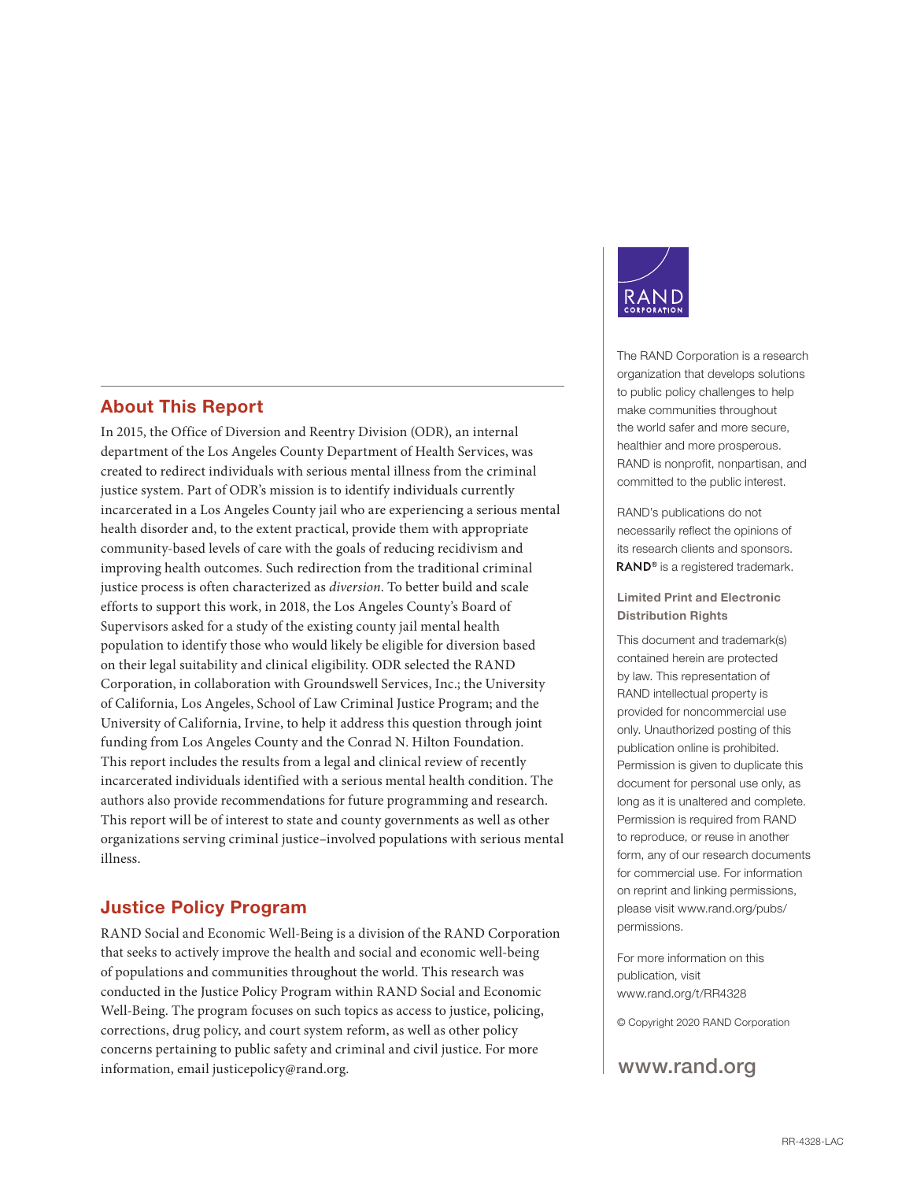## About This Report

In 2015, the Office of Diversion and Reentry Division (ODR), an internal department of the Los Angeles County Department of Health Services, was created to redirect individuals with serious mental illness from the criminal justice system. Part of ODR's mission is to identify individuals currently incarcerated in a Los Angeles County jail who are experiencing a serious mental health disorder and, to the extent practical, provide them with appropriate community-based levels of care with the goals of reducing recidivism and improving health outcomes. Such redirection from the traditional criminal justice process is often characterized as *diversion*. To better build and scale efforts to support this work, in 2018, the Los Angeles County's Board of Supervisors asked for a study of the existing county jail mental health population to identify those who would likely be eligible for diversion based on their legal suitability and clinical eligibility. ODR selected the RAND Corporation, in collaboration with Groundswell Services, Inc.; the University of California, Los Angeles, School of Law Criminal Justice Program; and the University of California, Irvine, to help it address this question through joint funding from Los Angeles County and the Conrad N. Hilton Foundation. This report includes the results from a legal and clinical review of recently incarcerated individuals identified with a serious mental health condition. The authors also provide recommendations for future programming and research. This report will be of interest to state and county governments as well as other organizations serving criminal justice–involved populations with serious mental illness.

## Justice Policy Program

RAND Social and Economic Well-Being is a division of the RAND Corporation that seeks to actively improve the health and social and economic well-being of populations and communities throughout the world. This research was conducted in the Justice Policy Program within RAND Social and Economic Well-Being. The program focuses on such topics as access to justice, policing, corrections, drug policy, and court system reform, as well as other policy concerns pertaining to public safety and criminal and civil justice. For more information, email justicepolicy@rand.org.

RAND CORPORATION

The RAND Corporation is a research organization that develops solutions to public policy challenges to help make communities throughout the world safer and more secure, healthier and more prosperous. RAND is nonprofit, nonpartisan, and committed to the public interest.

RAND's publications do not necessarily reflect the opinions of its research clients and sponsors. **RAND®** is a registered trademark.

**Limited Print and Electronic Distribution Rights**

This document and trademark(s) contained herein are protected by law. This representation of RAND intellectual property is provided for noncommercial use only. Unauthorized posting of this publication online is prohibited. Permission is given to duplicate this document for personal use only, as long as it is unaltered and complete. Permission is required from RAND to reproduce, or reuse in another form, any of our research documents for commercial use. For information on reprint and linking permissions, please visit www.rand.org/pubs/permissions.

For more information on this publication, visit www.rand.org/t/RR4328

© Copyright 2020 RAND Corporation

www.rand.org

RR-4328-LAC